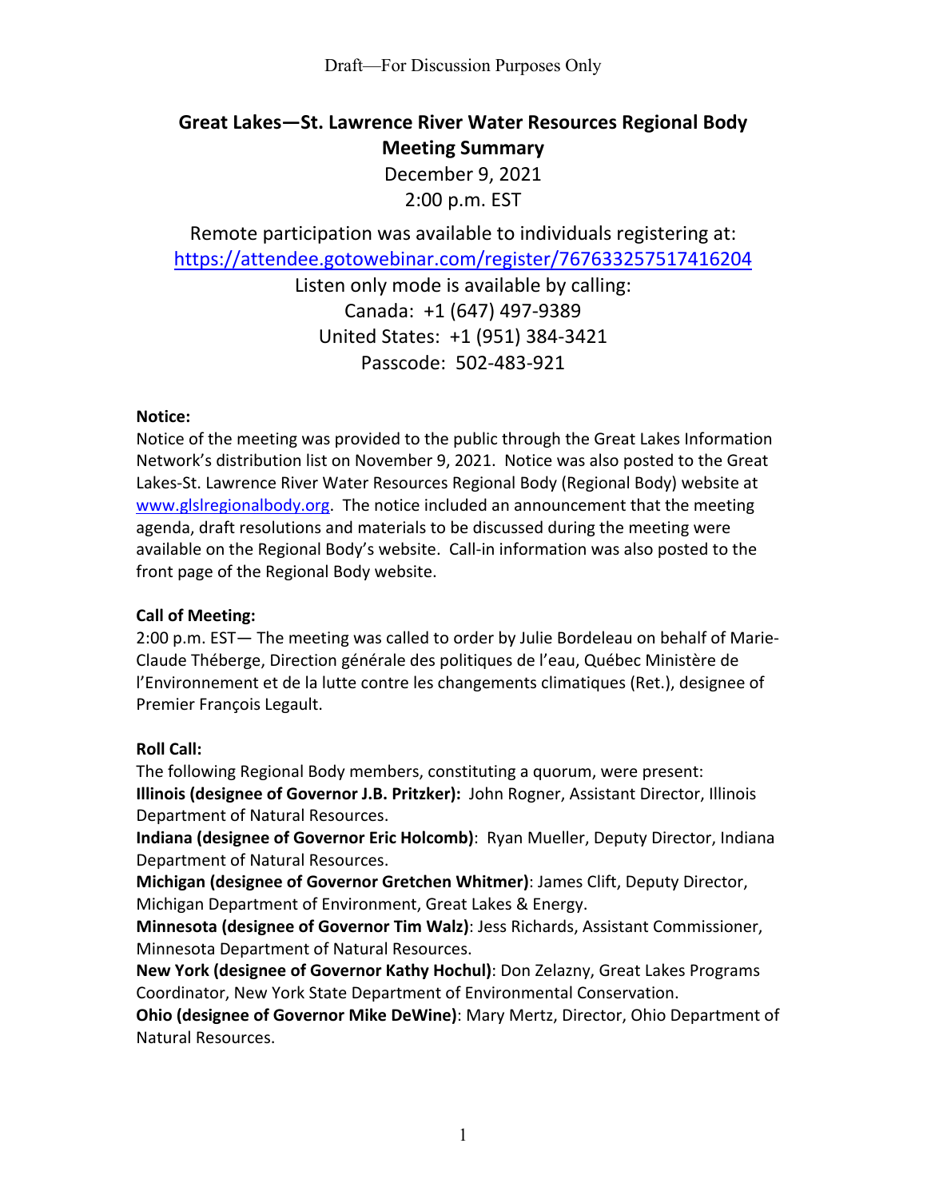Draft—For Discussion Purposes Only

# Great Lakes—St. Lawrence River Water Resources Regional Body Meeting Summary

December 9, 2021

2:00 p.m. EST

Remote participation was available to individuals registering at:
https://attendee.gotowebinar.com/register/767633257517416204

Listen only mode is available by calling:
Canada: +1 (647) 497-9389
United States: +1 (951) 384-3421
Passcode: 502-483-921

**Notice:**

Notice of the meeting was provided to the public through the Great Lakes Information Network's distribution list on November 9, 2021. Notice was also posted to the Great Lakes-St. Lawrence River Water Resources Regional Body (Regional Body) website at www.glslregionalbody.org. The notice included an announcement that the meeting agenda, draft resolutions and materials to be discussed during the meeting were available on the Regional Body's website. Call-in information was also posted to the front page of the Regional Body website.

**Call of Meeting:**

2:00 p.m. EST— The meeting was called to order by Julie Bordeleau on behalf of Marie-Claude Théberge, Direction générale des politiques de l'eau, Québec Ministère de l'Environnement et de la lutte contre les changements climatiques (Ret.), designee of Premier François Legault.

**Roll Call:**

The following Regional Body members, constituting a quorum, were present:

**Illinois (designee of Governor J.B. Pritzker):** John Rogner, Assistant Director, Illinois Department of Natural Resources.

**Indiana (designee of Governor Eric Holcomb)**: Ryan Mueller, Deputy Director, Indiana Department of Natural Resources.

**Michigan (designee of Governor Gretchen Whitmer)**: James Clift, Deputy Director, Michigan Department of Environment, Great Lakes & Energy.

**Minnesota (designee of Governor Tim Walz)**: Jess Richards, Assistant Commissioner, Minnesota Department of Natural Resources.

**New York (designee of Governor Kathy Hochul)**: Don Zelazny, Great Lakes Programs Coordinator, New York State Department of Environmental Conservation.

**Ohio (designee of Governor Mike DeWine)**: Mary Mertz, Director, Ohio Department of Natural Resources.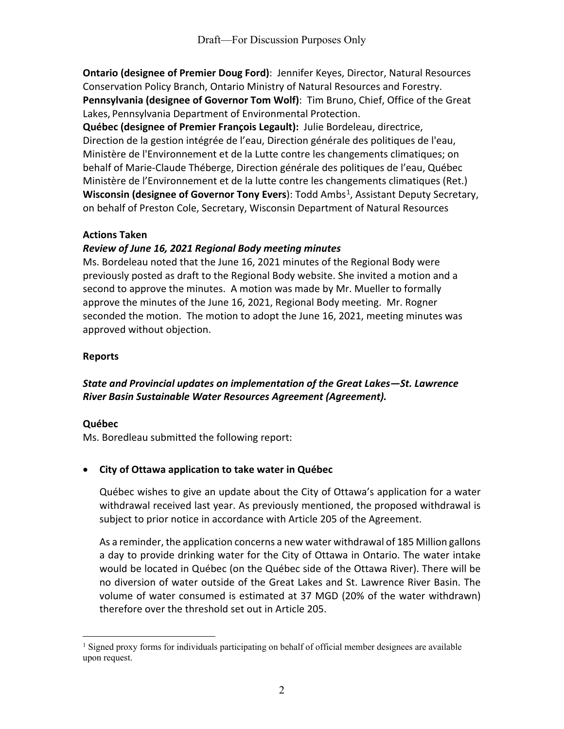**Ontario (designee of Premier Doug Ford)**: Jennifer Keyes, Director, Natural Resources Conservation Policy Branch, Ontario Ministry of Natural Resources and Forestry.
**Pennsylvania (designee of Governor Tom Wolf)**: Tim Bruno, Chief, Office of the Great Lakes, Pennsylvania Department of Environmental Protection.
**Québec (designee of Premier François Legault):** Julie Bordeleau, directrice, Direction de la gestion intégrée de l'eau, Direction générale des politiques de l'eau, Ministère de l'Environnement et de la Lutte contre les changements climatiques; on behalf of Marie-Claude Théberge, Direction générale des politiques de l'eau, Québec Ministère de l'Environnement et de la lutte contre les changements climatiques (Ret.)
**Wisconsin (designee of Governor Tony Evers**): Todd Ambs[1], Assistant Deputy Secretary, on behalf of Preston Cole, Secretary, Wisconsin Department of Natural Resources

## Actions Taken

### *Review of June 16, 2021 Regional Body meeting minutes*

Ms. Bordeleau noted that the June 16, 2021 minutes of the Regional Body were previously posted as draft to the Regional Body website. She invited a motion and a second to approve the minutes. A motion was made by Mr. Mueller to formally approve the minutes of the June 16, 2021, Regional Body meeting. Mr. Rogner seconded the motion. The motion to adopt the June 16, 2021, meeting minutes was approved without objection.

## Reports

### *State and Provincial updates on implementation of the Great Lakes—St. Lawrence River Basin Sustainable Water Resources Agreement (Agreement).*

#### Québec

Ms. Boredleau submitted the following report:

- **City of Ottawa application to take water in Québec**

  Québec wishes to give an update about the City of Ottawa's application for a water withdrawal received last year. As previously mentioned, the proposed withdrawal is subject to prior notice in accordance with Article 205 of the Agreement.

  As a reminder, the application concerns a new water withdrawal of 185 Million gallons a day to provide drinking water for the City of Ottawa in Ontario. The water intake would be located in Québec (on the Québec side of the Ottawa River). There will be no diversion of water outside of the Great Lakes and St. Lawrence River Basin. The volume of water consumed is estimated at 37 MGD (20% of the water withdrawn) therefore over the threshold set out in Article 205.

---

[1] Signed proxy forms for individuals participating on behalf of official member designees are available upon request.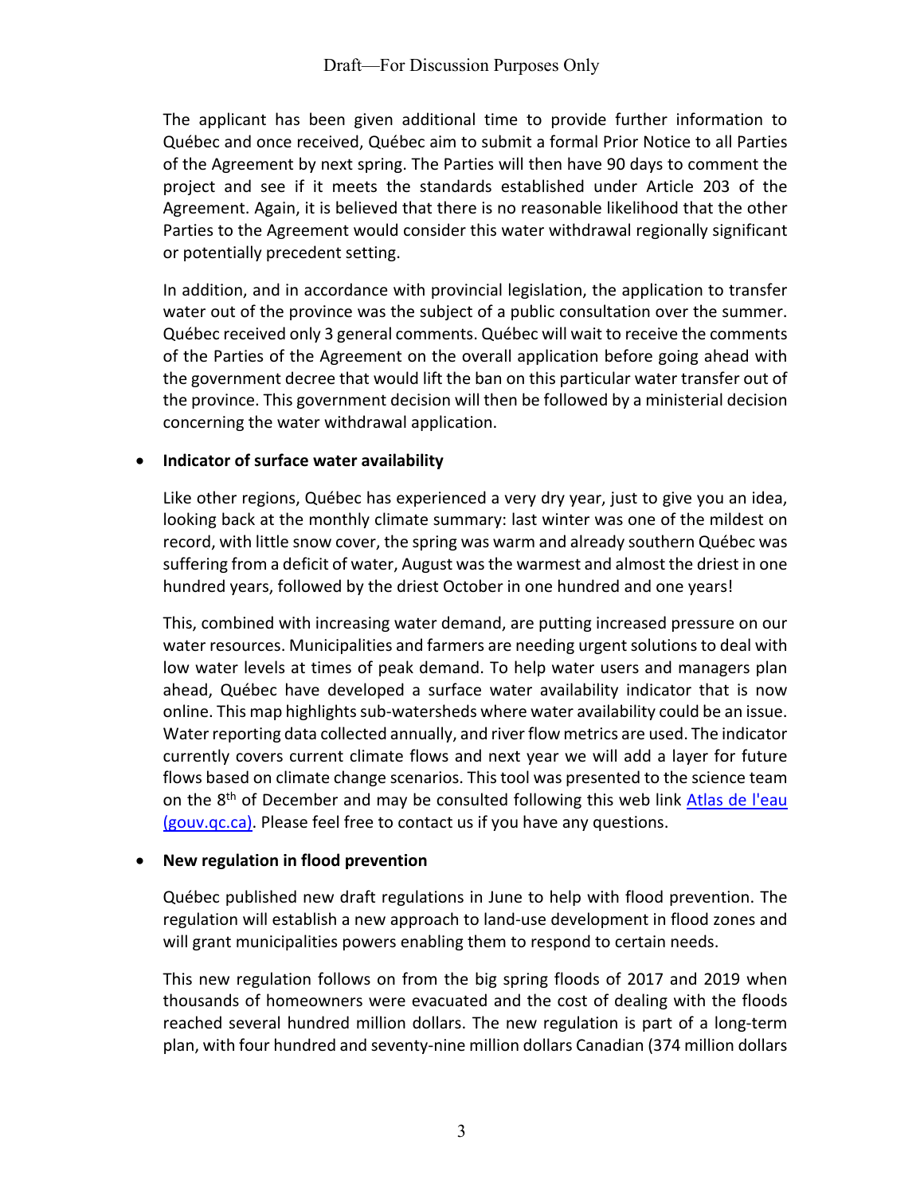The applicant has been given additional time to provide further information to Québec and once received, Québec aim to submit a formal Prior Notice to all Parties of the Agreement by next spring. The Parties will then have 90 days to comment the project and see if it meets the standards established under Article 203 of the Agreement. Again, it is believed that there is no reasonable likelihood that the other Parties to the Agreement would consider this water withdrawal regionally significant or potentially precedent setting.

In addition, and in accordance with provincial legislation, the application to transfer water out of the province was the subject of a public consultation over the summer. Québec received only 3 general comments. Québec will wait to receive the comments of the Parties of the Agreement on the overall application before going ahead with the government decree that would lift the ban on this particular water transfer out of the province. This government decision will then be followed by a ministerial decision concerning the water withdrawal application.

- **Indicator of surface water availability**

Like other regions, Québec has experienced a very dry year, just to give you an idea, looking back at the monthly climate summary: last winter was one of the mildest on record, with little snow cover, the spring was warm and already southern Québec was suffering from a deficit of water, August was the warmest and almost the driest in one hundred years, followed by the driest October in one hundred and one years!

This, combined with increasing water demand, are putting increased pressure on our water resources. Municipalities and farmers are needing urgent solutions to deal with low water levels at times of peak demand. To help water users and managers plan ahead, Québec have developed a surface water availability indicator that is now online. This map highlights sub-watersheds where water availability could be an issue. Water reporting data collected annually, and river flow metrics are used. The indicator currently covers current climate flows and next year we will add a layer for future flows based on climate change scenarios. This tool was presented to the science team on the 8th of December and may be consulted following this web link [Atlas de l'eau (gouv.qc.ca)](). Please feel free to contact us if you have any questions.

- **New regulation in flood prevention**

Québec published new draft regulations in June to help with flood prevention. The regulation will establish a new approach to land-use development in flood zones and will grant municipalities powers enabling them to respond to certain needs.

This new regulation follows on from the big spring floods of 2017 and 2019 when thousands of homeowners were evacuated and the cost of dealing with the floods reached several hundred million dollars. The new regulation is part of a long-term plan, with four hundred and seventy-nine million dollars Canadian (374 million dollars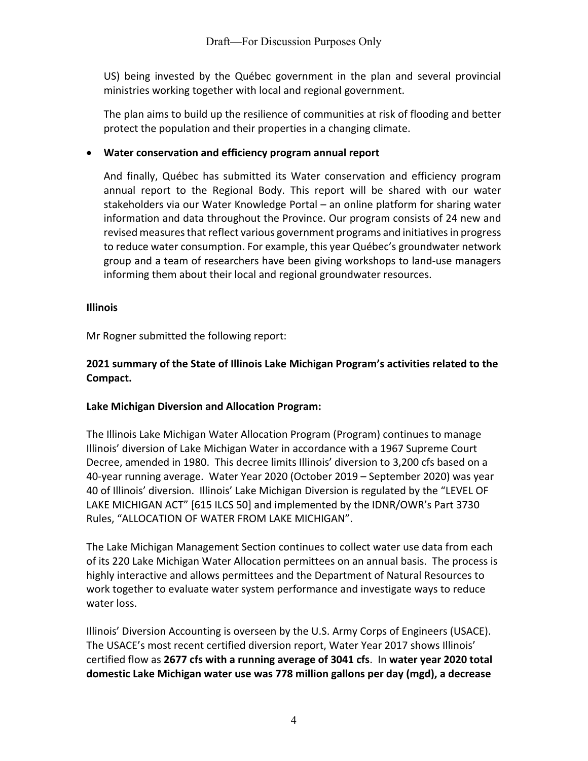US) being invested by the Québec government in the plan and several provincial ministries working together with local and regional government.

The plan aims to build up the resilience of communities at risk of flooding and better protect the population and their properties in a changing climate.

- **Water conservation and efficiency program annual report**

  And finally, Québec has submitted its Water conservation and efficiency program annual report to the Regional Body. This report will be shared with our water stakeholders via our Water Knowledge Portal – an online platform for sharing water information and data throughout the Province. Our program consists of 24 new and revised measures that reflect various government programs and initiatives in progress to reduce water consumption. For example, this year Québec's groundwater network group and a team of researchers have been giving workshops to land-use managers informing them about their local and regional groundwater resources.

**Illinois**

Mr Rogner submitted the following report:

**2021 summary of the State of Illinois Lake Michigan Program's activities related to the Compact.**

**Lake Michigan Diversion and Allocation Program:**

The Illinois Lake Michigan Water Allocation Program (Program) continues to manage Illinois' diversion of Lake Michigan Water in accordance with a 1967 Supreme Court Decree, amended in 1980. This decree limits Illinois' diversion to 3,200 cfs based on a 40-year running average. Water Year 2020 (October 2019 – September 2020) was year 40 of Illinois' diversion. Illinois' Lake Michigan Diversion is regulated by the "LEVEL OF LAKE MICHIGAN ACT" [615 ILCS 50] and implemented by the IDNR/OWR's Part 3730 Rules, "ALLOCATION OF WATER FROM LAKE MICHIGAN".

The Lake Michigan Management Section continues to collect water use data from each of its 220 Lake Michigan Water Allocation permittees on an annual basis. The process is highly interactive and allows permittees and the Department of Natural Resources to work together to evaluate water system performance and investigate ways to reduce water loss.

Illinois' Diversion Accounting is overseen by the U.S. Army Corps of Engineers (USACE). The USACE's most recent certified diversion report, Water Year 2017 shows Illinois' certified flow as **2677 cfs with a running average of 3041 cfs**. In **water year 2020 total domestic Lake Michigan water use was 778 million gallons per day (mgd), a decrease**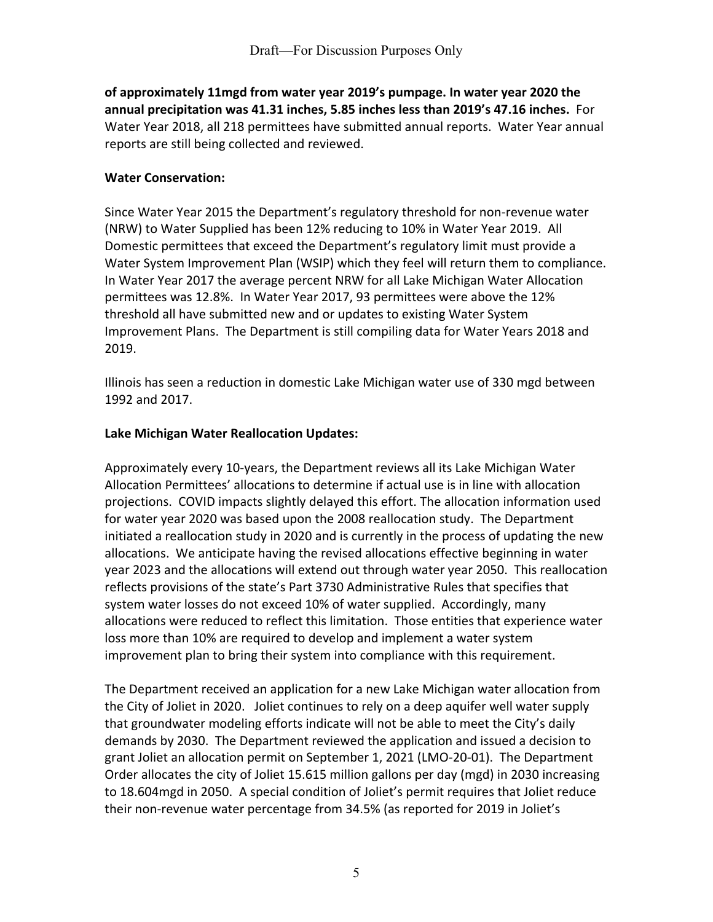**of approximately 11mgd from water year 2019's pumpage. In water year 2020 the annual precipitation was 41.31 inches, 5.85 inches less than 2019's 47.16 inches.** For Water Year 2018, all 218 permittees have submitted annual reports. Water Year annual reports are still being collected and reviewed.

**Water Conservation:**

Since Water Year 2015 the Department's regulatory threshold for non-revenue water (NRW) to Water Supplied has been 12% reducing to 10% in Water Year 2019. All Domestic permittees that exceed the Department's regulatory limit must provide a Water System Improvement Plan (WSIP) which they feel will return them to compliance. In Water Year 2017 the average percent NRW for all Lake Michigan Water Allocation permittees was 12.8%. In Water Year 2017, 93 permittees were above the 12% threshold all have submitted new and or updates to existing Water System Improvement Plans. The Department is still compiling data for Water Years 2018 and 2019.

Illinois has seen a reduction in domestic Lake Michigan water use of 330 mgd between 1992 and 2017.

**Lake Michigan Water Reallocation Updates:**

Approximately every 10-years, the Department reviews all its Lake Michigan Water Allocation Permittees' allocations to determine if actual use is in line with allocation projections. COVID impacts slightly delayed this effort. The allocation information used for water year 2020 was based upon the 2008 reallocation study. The Department initiated a reallocation study in 2020 and is currently in the process of updating the new allocations. We anticipate having the revised allocations effective beginning in water year 2023 and the allocations will extend out through water year 2050. This reallocation reflects provisions of the state's Part 3730 Administrative Rules that specifies that system water losses do not exceed 10% of water supplied. Accordingly, many allocations were reduced to reflect this limitation. Those entities that experience water loss more than 10% are required to develop and implement a water system improvement plan to bring their system into compliance with this requirement.

The Department received an application for a new Lake Michigan water allocation from the City of Joliet in 2020. Joliet continues to rely on a deep aquifer well water supply that groundwater modeling efforts indicate will not be able to meet the City's daily demands by 2030. The Department reviewed the application and issued a decision to grant Joliet an allocation permit on September 1, 2021 (LMO-20-01). The Department Order allocates the city of Joliet 15.615 million gallons per day (mgd) in 2030 increasing to 18.604mgd in 2050. A special condition of Joliet's permit requires that Joliet reduce their non-revenue water percentage from 34.5% (as reported for 2019 in Joliet's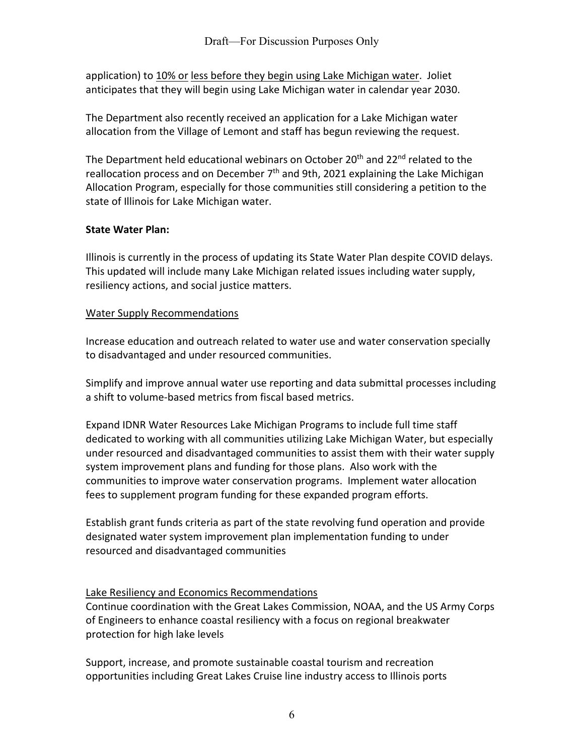application) to <u>10% or</u> <u>less before they begin using Lake Michigan water</u>. Joliet anticipates that they will begin using Lake Michigan water in calendar year 2030.

The Department also recently received an application for a Lake Michigan water allocation from the Village of Lemont and staff has begun reviewing the request.

The Department held educational webinars on October 20th and 22nd related to the reallocation process and on December 7th and 9th, 2021 explaining the Lake Michigan Allocation Program, especially for those communities still considering a petition to the state of Illinois for Lake Michigan water.

**State Water Plan:**

Illinois is currently in the process of updating its State Water Plan despite COVID delays. This updated will include many Lake Michigan related issues including water supply, resiliency actions, and social justice matters.

<u>Water Supply Recommendations</u>

Increase education and outreach related to water use and water conservation specially to disadvantaged and under resourced communities.

Simplify and improve annual water use reporting and data submittal processes including a shift to volume-based metrics from fiscal based metrics.

Expand IDNR Water Resources Lake Michigan Programs to include full time staff dedicated to working with all communities utilizing Lake Michigan Water, but especially under resourced and disadvantaged communities to assist them with their water supply system improvement plans and funding for those plans. Also work with the communities to improve water conservation programs. Implement water allocation fees to supplement program funding for these expanded program efforts.

Establish grant funds criteria as part of the state revolving fund operation and provide designated water system improvement plan implementation funding to under resourced and disadvantaged communities

<u>Lake Resiliency and Economics Recommendations</u>

Continue coordination with the Great Lakes Commission, NOAA, and the US Army Corps of Engineers to enhance coastal resiliency with a focus on regional breakwater protection for high lake levels

Support, increase, and promote sustainable coastal tourism and recreation opportunities including Great Lakes Cruise line industry access to Illinois ports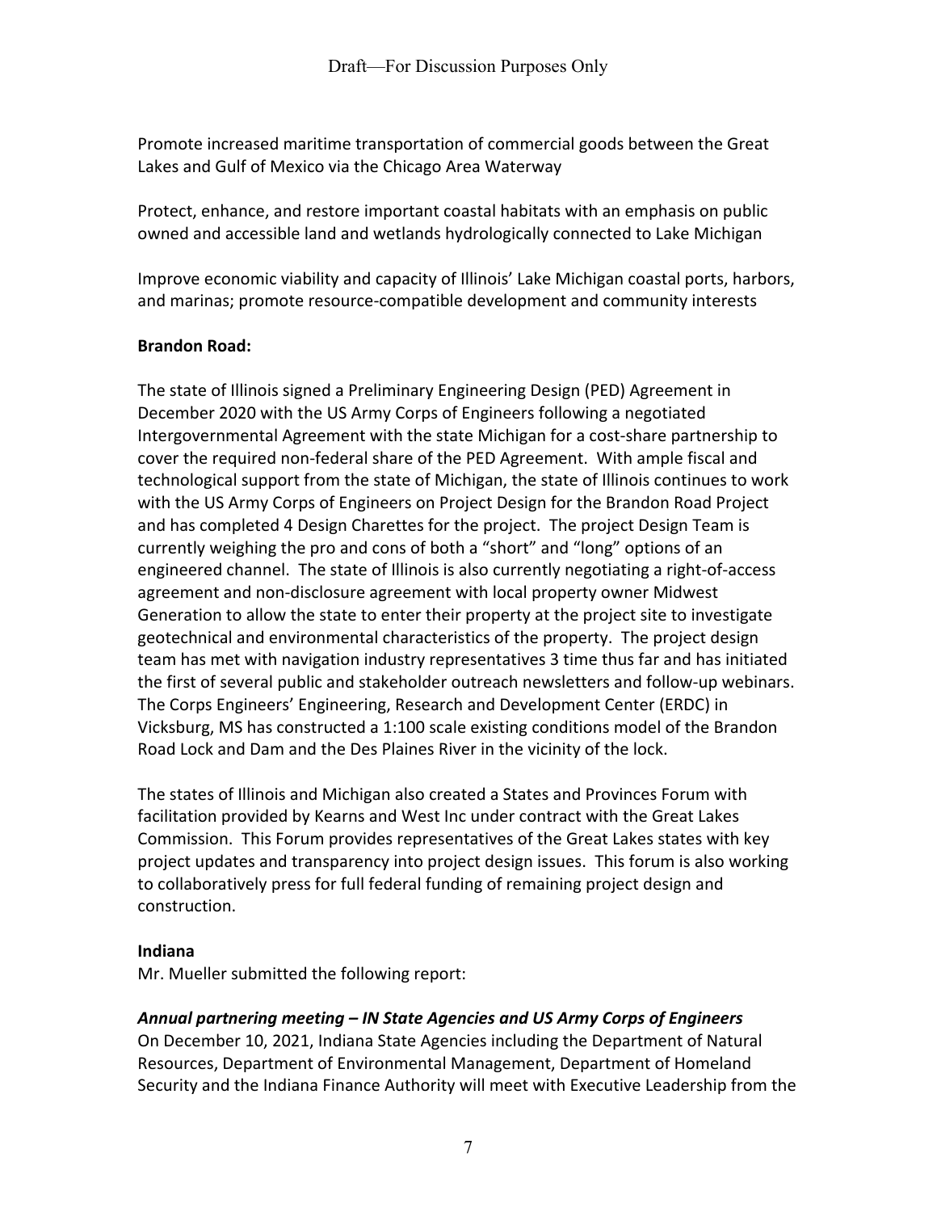Promote increased maritime transportation of commercial goods between the Great Lakes and Gulf of Mexico via the Chicago Area Waterway

Protect, enhance, and restore important coastal habitats with an emphasis on public owned and accessible land and wetlands hydrologically connected to Lake Michigan

Improve economic viability and capacity of Illinois' Lake Michigan coastal ports, harbors, and marinas; promote resource-compatible development and community interests

**Brandon Road:**

The state of Illinois signed a Preliminary Engineering Design (PED) Agreement in December 2020 with the US Army Corps of Engineers following a negotiated Intergovernmental Agreement with the state Michigan for a cost-share partnership to cover the required non-federal share of the PED Agreement. With ample fiscal and technological support from the state of Michigan, the state of Illinois continues to work with the US Army Corps of Engineers on Project Design for the Brandon Road Project and has completed 4 Design Charettes for the project. The project Design Team is currently weighing the pro and cons of both a "short" and "long" options of an engineered channel. The state of Illinois is also currently negotiating a right-of-access agreement and non-disclosure agreement with local property owner Midwest Generation to allow the state to enter their property at the project site to investigate geotechnical and environmental characteristics of the property. The project design team has met with navigation industry representatives 3 time thus far and has initiated the first of several public and stakeholder outreach newsletters and follow-up webinars. The Corps Engineers' Engineering, Research and Development Center (ERDC) in Vicksburg, MS has constructed a 1:100 scale existing conditions model of the Brandon Road Lock and Dam and the Des Plaines River in the vicinity of the lock.

The states of Illinois and Michigan also created a States and Provinces Forum with facilitation provided by Kearns and West Inc under contract with the Great Lakes Commission. This Forum provides representatives of the Great Lakes states with key project updates and transparency into project design issues. This forum is also working to collaboratively press for full federal funding of remaining project design and construction.

**Indiana**

Mr. Mueller submitted the following report:

***Annual partnering meeting – IN State Agencies and US Army Corps of Engineers***

On December 10, 2021, Indiana State Agencies including the Department of Natural Resources, Department of Environmental Management, Department of Homeland Security and the Indiana Finance Authority will meet with Executive Leadership from the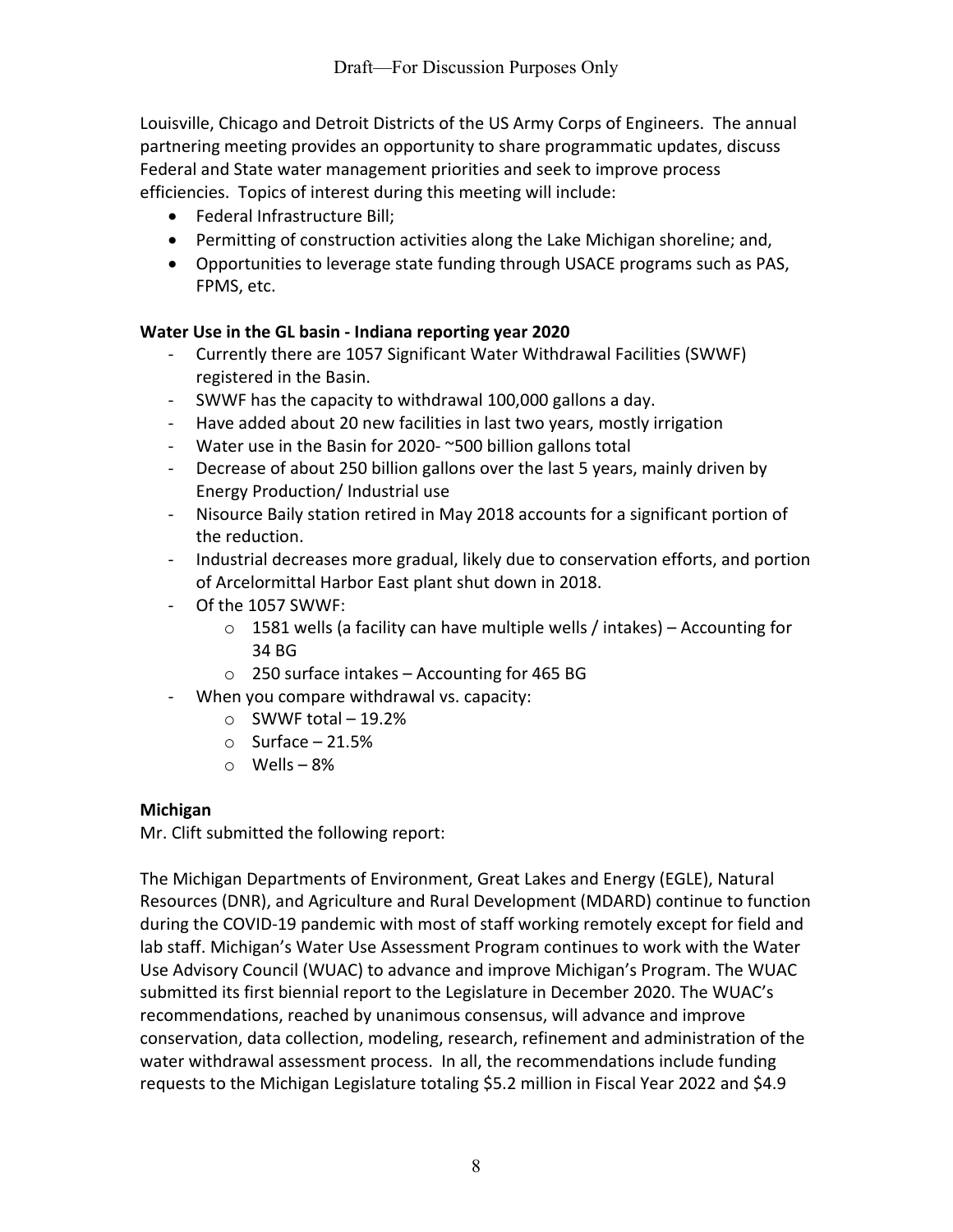Louisville, Chicago and Detroit Districts of the US Army Corps of Engineers. The annual partnering meeting provides an opportunity to share programmatic updates, discuss Federal and State water management priorities and seek to improve process efficiencies. Topics of interest during this meeting will include:

- Federal Infrastructure Bill;
- Permitting of construction activities along the Lake Michigan shoreline; and,
- Opportunities to leverage state funding through USACE programs such as PAS, FPMS, etc.

**Water Use in the GL basin - Indiana reporting year 2020**

- Currently there are 1057 Significant Water Withdrawal Facilities (SWWF) registered in the Basin.
- SWWF has the capacity to withdrawal 100,000 gallons a day.
- Have added about 20 new facilities in last two years, mostly irrigation
- Water use in the Basin for 2020- ~500 billion gallons total
- Decrease of about 250 billion gallons over the last 5 years, mainly driven by Energy Production/ Industrial use
- Nisource Baily station retired in May 2018 accounts for a significant portion of the reduction.
- Industrial decreases more gradual, likely due to conservation efforts, and portion of Arcelormittal Harbor East plant shut down in 2018.
- Of the 1057 SWWF:
  - 1581 wells (a facility can have multiple wells / intakes) – Accounting for 34 BG
  - 250 surface intakes – Accounting for 465 BG
- When you compare withdrawal vs. capacity:
  - SWWF total – 19.2%
  - Surface – 21.5%
  - Wells – 8%

**Michigan**

Mr. Clift submitted the following report:

The Michigan Departments of Environment, Great Lakes and Energy (EGLE), Natural Resources (DNR), and Agriculture and Rural Development (MDARD) continue to function during the COVID-19 pandemic with most of staff working remotely except for field and lab staff. Michigan's Water Use Assessment Program continues to work with the Water Use Advisory Council (WUAC) to advance and improve Michigan's Program. The WUAC submitted its first biennial report to the Legislature in December 2020. The WUAC's recommendations, reached by unanimous consensus, will advance and improve conservation, data collection, modeling, research, refinement and administration of the water withdrawal assessment process. In all, the recommendations include funding requests to the Michigan Legislature totaling $5.2 million in Fiscal Year 2022 and $4.9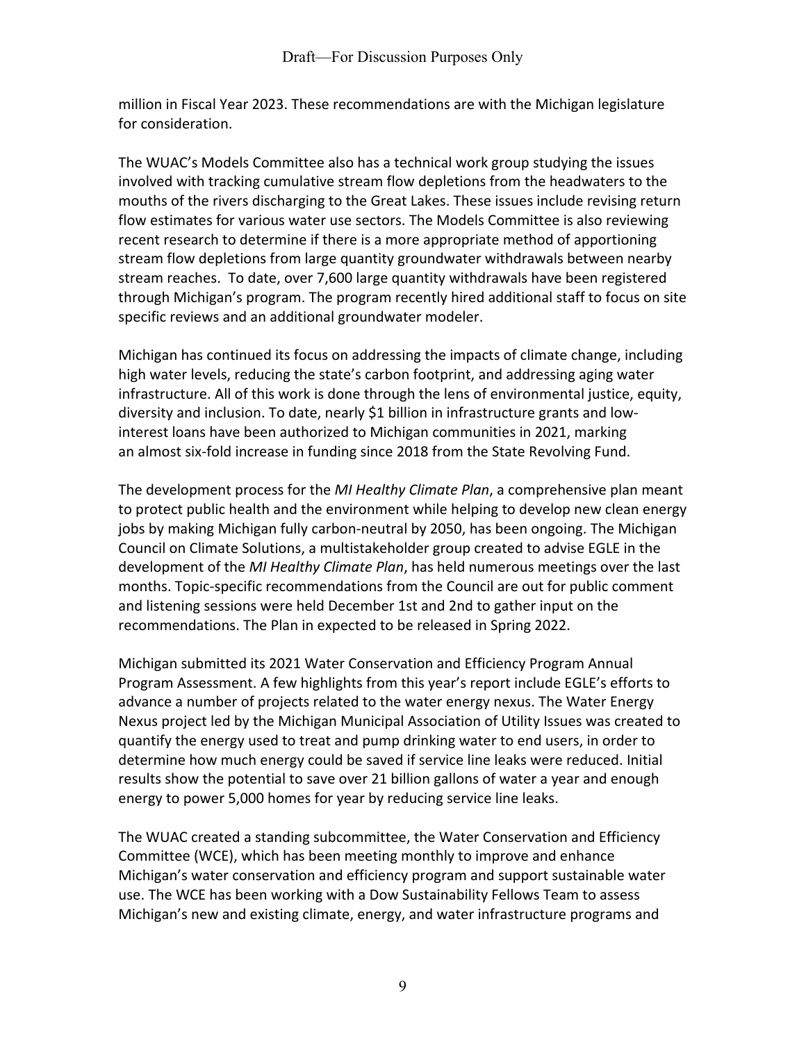million in Fiscal Year 2023. These recommendations are with the Michigan legislature for consideration.

The WUAC's Models Committee also has a technical work group studying the issues involved with tracking cumulative stream flow depletions from the headwaters to the mouths of the rivers discharging to the Great Lakes. These issues include revising return flow estimates for various water use sectors. The Models Committee is also reviewing recent research to determine if there is a more appropriate method of apportioning stream flow depletions from large quantity groundwater withdrawals between nearby stream reaches. To date, over 7,600 large quantity withdrawals have been registered through Michigan's program. The program recently hired additional staff to focus on site specific reviews and an additional groundwater modeler.

Michigan has continued its focus on addressing the impacts of climate change, including high water levels, reducing the state's carbon footprint, and addressing aging water infrastructure. All of this work is done through the lens of environmental justice, equity, diversity and inclusion. To date, nearly $1 billion in infrastructure grants and low-interest loans have been authorized to Michigan communities in 2021, marking an almost six-fold increase in funding since 2018 from the State Revolving Fund.

The development process for the *MI Healthy Climate Plan*, a comprehensive plan meant to protect public health and the environment while helping to develop new clean energy jobs by making Michigan fully carbon-neutral by 2050, has been ongoing. The Michigan Council on Climate Solutions, a multistakeholder group created to advise EGLE in the development of the *MI Healthy Climate Plan*, has held numerous meetings over the last months. Topic-specific recommendations from the Council are out for public comment and listening sessions were held December 1st and 2nd to gather input on the recommendations. The Plan in expected to be released in Spring 2022.

Michigan submitted its 2021 Water Conservation and Efficiency Program Annual Program Assessment. A few highlights from this year's report include EGLE's efforts to advance a number of projects related to the water energy nexus. The Water Energy Nexus project led by the Michigan Municipal Association of Utility Issues was created to quantify the energy used to treat and pump drinking water to end users, in order to determine how much energy could be saved if service line leaks were reduced. Initial results show the potential to save over 21 billion gallons of water a year and enough energy to power 5,000 homes for year by reducing service line leaks.

The WUAC created a standing subcommittee, the Water Conservation and Efficiency Committee (WCE), which has been meeting monthly to improve and enhance Michigan's water conservation and efficiency program and support sustainable water use. The WCE has been working with a Dow Sustainability Fellows Team to assess Michigan's new and existing climate, energy, and water infrastructure programs and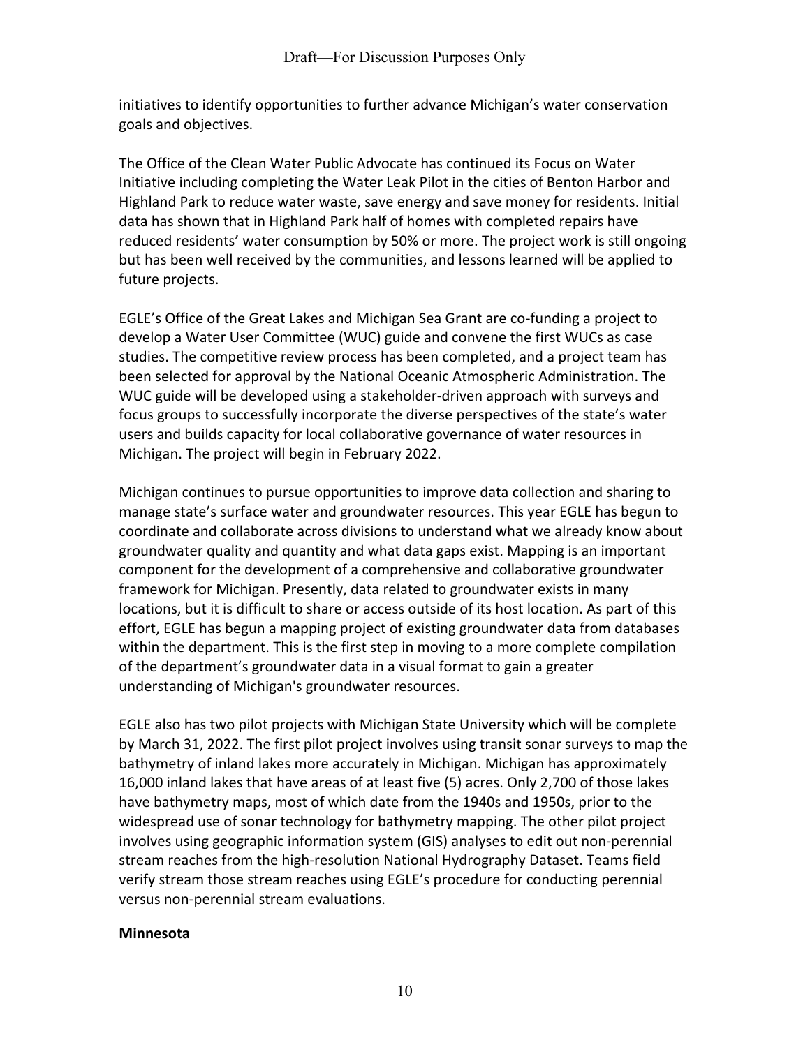initiatives to identify opportunities to further advance Michigan's water conservation goals and objectives.

The Office of the Clean Water Public Advocate has continued its Focus on Water Initiative including completing the Water Leak Pilot in the cities of Benton Harbor and Highland Park to reduce water waste, save energy and save money for residents. Initial data has shown that in Highland Park half of homes with completed repairs have reduced residents' water consumption by 50% or more. The project work is still ongoing but has been well received by the communities, and lessons learned will be applied to future projects.

EGLE's Office of the Great Lakes and Michigan Sea Grant are co-funding a project to develop a Water User Committee (WUC) guide and convene the first WUCs as case studies. The competitive review process has been completed, and a project team has been selected for approval by the National Oceanic Atmospheric Administration. The WUC guide will be developed using a stakeholder-driven approach with surveys and focus groups to successfully incorporate the diverse perspectives of the state's water users and builds capacity for local collaborative governance of water resources in Michigan. The project will begin in February 2022.

Michigan continues to pursue opportunities to improve data collection and sharing to manage state's surface water and groundwater resources. This year EGLE has begun to coordinate and collaborate across divisions to understand what we already know about groundwater quality and quantity and what data gaps exist. Mapping is an important component for the development of a comprehensive and collaborative groundwater framework for Michigan. Presently, data related to groundwater exists in many locations, but it is difficult to share or access outside of its host location. As part of this effort, EGLE has begun a mapping project of existing groundwater data from databases within the department. This is the first step in moving to a more complete compilation of the department's groundwater data in a visual format to gain a greater understanding of Michigan's groundwater resources.

EGLE also has two pilot projects with Michigan State University which will be complete by March 31, 2022. The first pilot project involves using transit sonar surveys to map the bathymetry of inland lakes more accurately in Michigan. Michigan has approximately 16,000 inland lakes that have areas of at least five (5) acres. Only 2,700 of those lakes have bathymetry maps, most of which date from the 1940s and 1950s, prior to the widespread use of sonar technology for bathymetry mapping. The other pilot project involves using geographic information system (GIS) analyses to edit out non-perennial stream reaches from the high-resolution National Hydrography Dataset. Teams field verify stream those stream reaches using EGLE's procedure for conducting perennial versus non-perennial stream evaluations.

**Minnesota**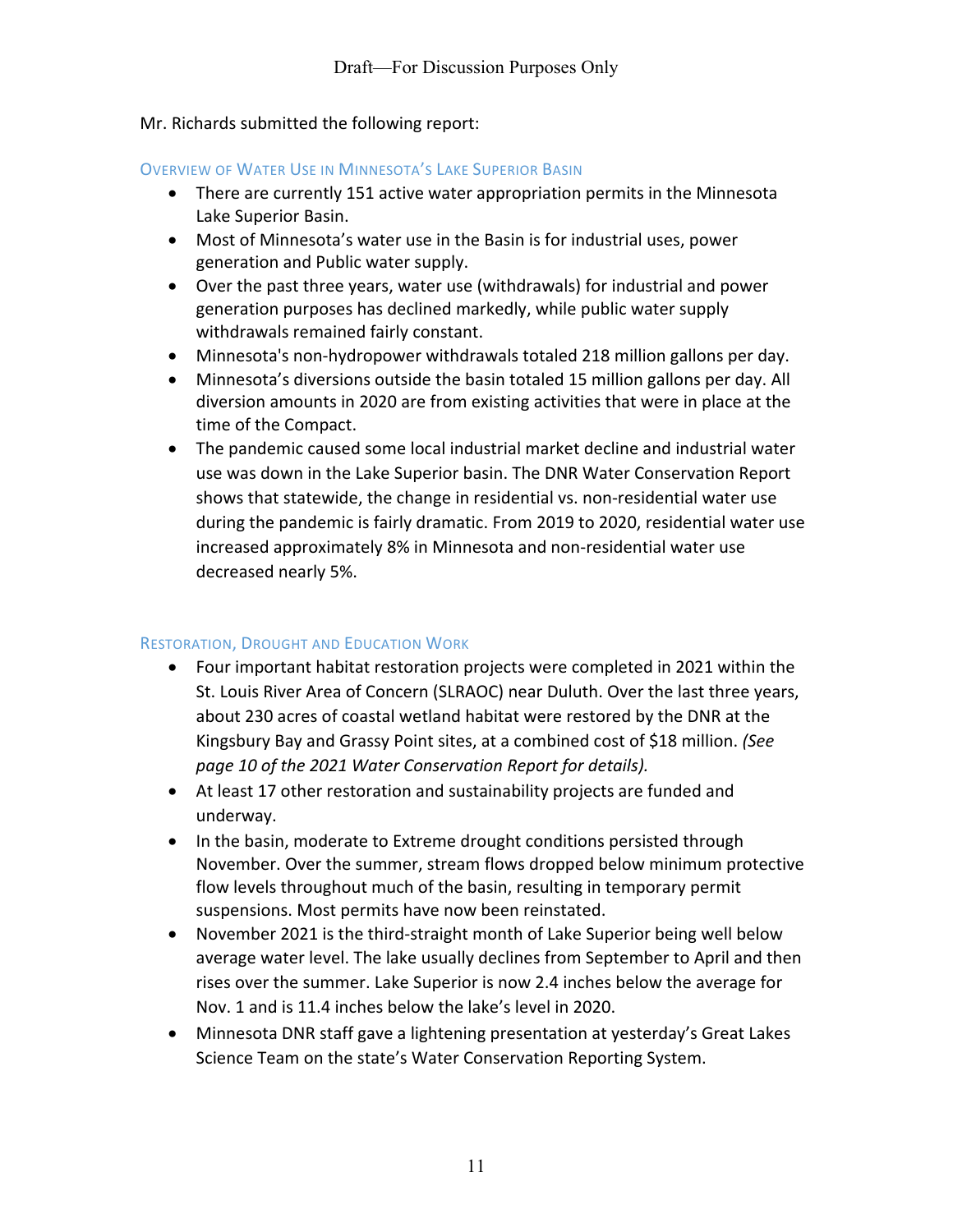Draft—For Discussion Purposes Only

Mr. Richards submitted the following report:

### Overview of Water Use in Minnesota's Lake Superior Basin

- There are currently 151 active water appropriation permits in the Minnesota Lake Superior Basin.
- Most of Minnesota's water use in the Basin is for industrial uses, power generation and Public water supply.
- Over the past three years, water use (withdrawals) for industrial and power generation purposes has declined markedly, while public water supply withdrawals remained fairly constant.
- Minnesota's non-hydropower withdrawals totaled 218 million gallons per day.
- Minnesota's diversions outside the basin totaled 15 million gallons per day. All diversion amounts in 2020 are from existing activities that were in place at the time of the Compact.
- The pandemic caused some local industrial market decline and industrial water use was down in the Lake Superior basin. The DNR Water Conservation Report shows that statewide, the change in residential vs. non-residential water use during the pandemic is fairly dramatic. From 2019 to 2020, residential water use increased approximately 8% in Minnesota and non-residential water use decreased nearly 5%.

### Restoration, Drought and Education Work

- Four important habitat restoration projects were completed in 2021 within the St. Louis River Area of Concern (SLRAOC) near Duluth. Over the last three years, about 230 acres of coastal wetland habitat were restored by the DNR at the Kingsbury Bay and Grassy Point sites, at a combined cost of $18 million. *(See page 10 of the 2021 Water Conservation Report for details).*
- At least 17 other restoration and sustainability projects are funded and underway.
- In the basin, moderate to Extreme drought conditions persisted through November. Over the summer, stream flows dropped below minimum protective flow levels throughout much of the basin, resulting in temporary permit suspensions. Most permits have now been reinstated.
- November 2021 is the third-straight month of Lake Superior being well below average water level. The lake usually declines from September to April and then rises over the summer. Lake Superior is now 2.4 inches below the average for Nov. 1 and is 11.4 inches below the lake's level in 2020.
- Minnesota DNR staff gave a lightening presentation at yesterday's Great Lakes Science Team on the state's Water Conservation Reporting System.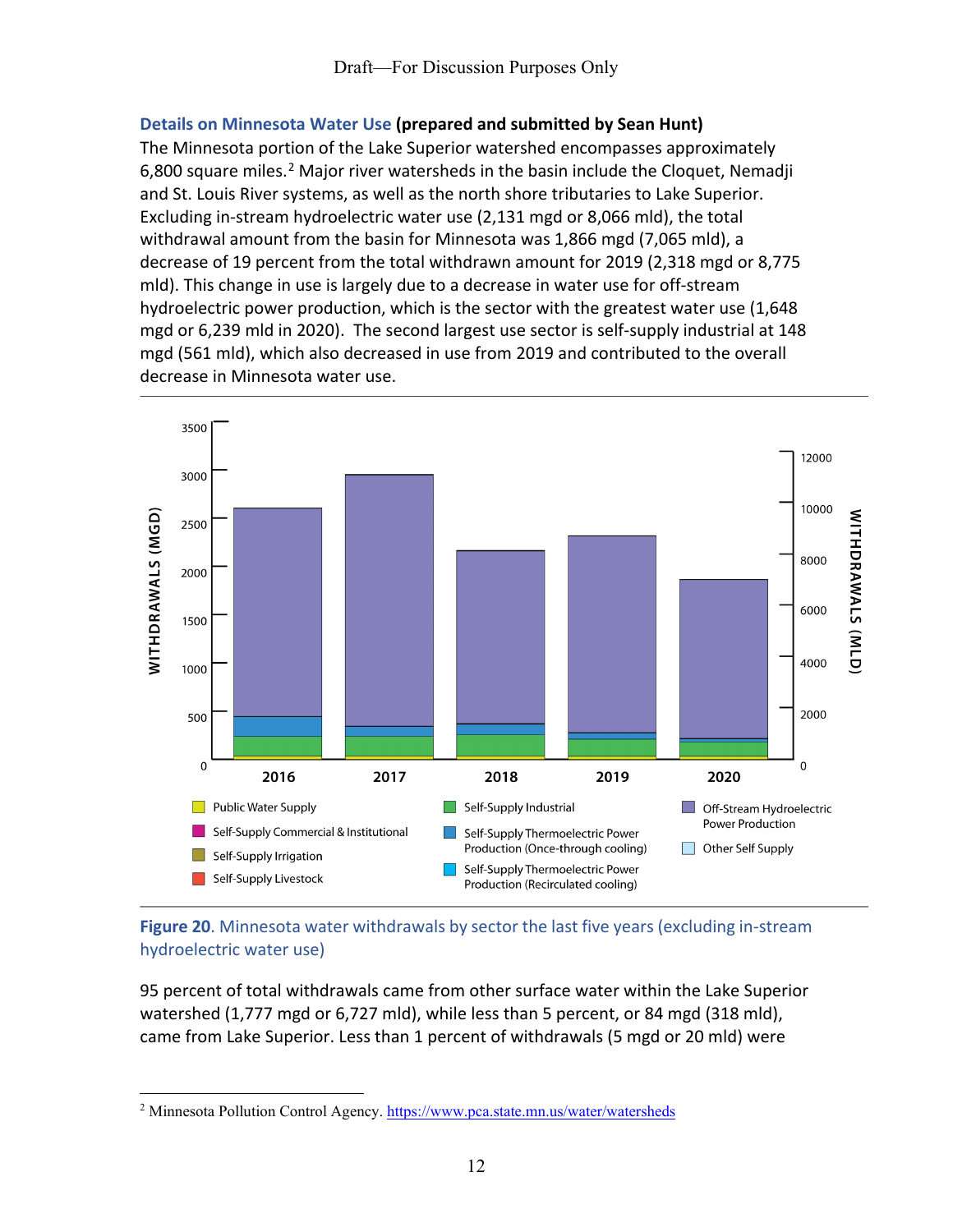Draft—For Discussion Purposes Only

**Details on Minnesota Water Use (prepared and submitted by Sean Hunt)**

The Minnesota portion of the Lake Superior watershed encompasses approximately 6,800 square miles.[2] Major river watersheds in the basin include the Cloquet, Nemadji and St. Louis River systems, as well as the north shore tributaries to Lake Superior. Excluding in-stream hydroelectric water use (2,131 mgd or 8,066 mld), the total withdrawal amount from the basin for Minnesota was 1,866 mgd (7,065 mld), a decrease of 19 percent from the total withdrawn amount for 2019 (2,318 mgd or 8,775 mld). This change in use is largely due to a decrease in water use for off-stream hydroelectric power production, which is the sector with the greatest water use (1,648 mgd or 6,239 mld in 2020). The second largest use sector is self-supply industrial at 148 mgd (561 mld), which also decreased in use from 2019 and contributed to the overall decrease in Minnesota water use.

**Figure 20**. Minnesota water withdrawals by sector the last five years (excluding in-stream hydroelectric water use)

95 percent of total withdrawals came from other surface water within the Lake Superior watershed (1,777 mgd or 6,727 mld), while less than 5 percent, or 84 mgd (318 mld), came from Lake Superior. Less than 1 percent of withdrawals (5 mgd or 20 mld) were

---

[2] Minnesota Pollution Control Agency. https://www.pca.state.mn.us/water/watersheds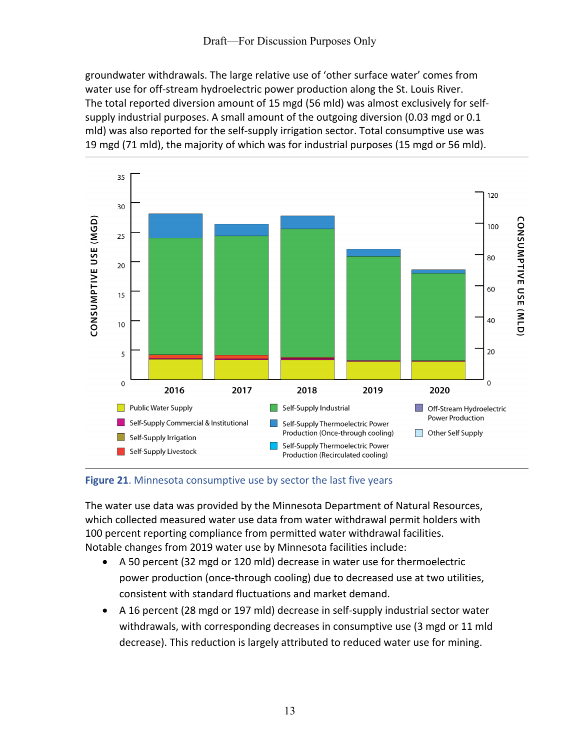groundwater withdrawals. The large relative use of 'other surface water' comes from water use for off-stream hydroelectric power production along the St. Louis River. The total reported diversion amount of 15 mgd (56 mld) was almost exclusively for self-supply industrial purposes. A small amount of the outgoing diversion (0.03 mgd or 0.1 mld) was also reported for the self-supply irrigation sector. Total consumptive use was 19 mgd (71 mld), the majority of which was for industrial purposes (15 mgd or 56 mld).

**Figure 21**. Minnesota consumptive use by sector the last five years

The water use data was provided by the Minnesota Department of Natural Resources, which collected measured water use data from water withdrawal permit holders with 100 percent reporting compliance from permitted water withdrawal facilities. Notable changes from 2019 water use by Minnesota facilities include:

- A 50 percent (32 mgd or 120 mld) decrease in water use for thermoelectric power production (once-through cooling) due to decreased use at two utilities, consistent with standard fluctuations and market demand.
- A 16 percent (28 mgd or 197 mld) decrease in self-supply industrial sector water withdrawals, with corresponding decreases in consumptive use (3 mgd or 11 mld decrease). This reduction is largely attributed to reduced water use for mining.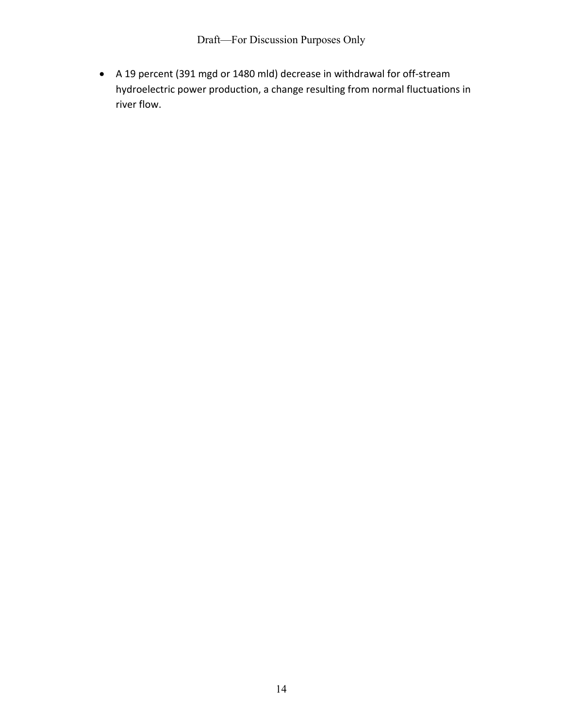- A 19 percent (391 mgd or 1480 mld) decrease in withdrawal for off-stream hydroelectric power production, a change resulting from normal fluctuations in river flow.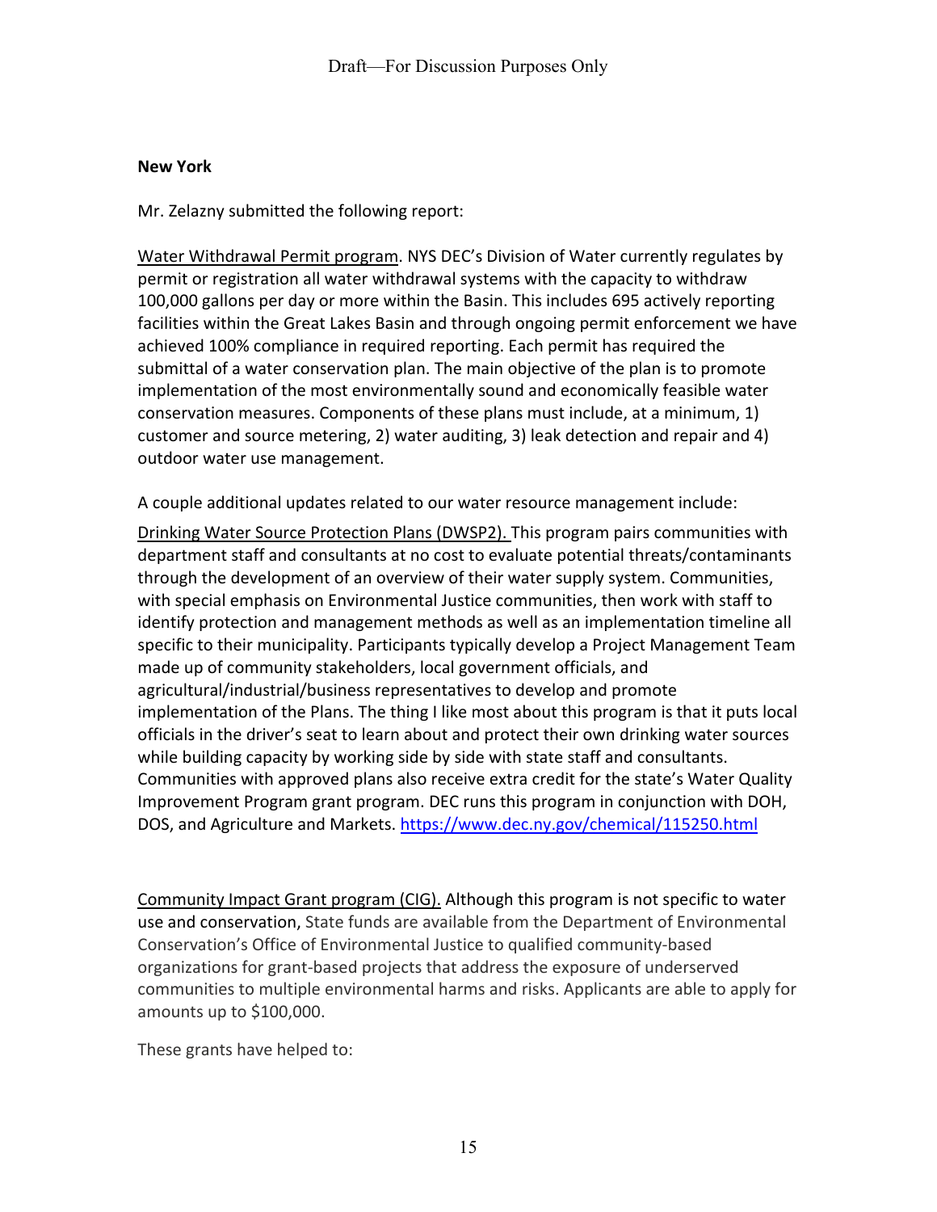**New York**

Mr. Zelazny submitted the following report:

Water Withdrawal Permit program. NYS DEC's Division of Water currently regulates by permit or registration all water withdrawal systems with the capacity to withdraw 100,000 gallons per day or more within the Basin. This includes 695 actively reporting facilities within the Great Lakes Basin and through ongoing permit enforcement we have achieved 100% compliance in required reporting. Each permit has required the submittal of a water conservation plan. The main objective of the plan is to promote implementation of the most environmentally sound and economically feasible water conservation measures. Components of these plans must include, at a minimum, 1) customer and source metering, 2) water auditing, 3) leak detection and repair and 4) outdoor water use management.

A couple additional updates related to our water resource management include:

Drinking Water Source Protection Plans (DWSP2). This program pairs communities with department staff and consultants at no cost to evaluate potential threats/contaminants through the development of an overview of their water supply system. Communities, with special emphasis on Environmental Justice communities, then work with staff to identify protection and management methods as well as an implementation timeline all specific to their municipality. Participants typically develop a Project Management Team made up of community stakeholders, local government officials, and agricultural/industrial/business representatives to develop and promote implementation of the Plans. The thing I like most about this program is that it puts local officials in the driver's seat to learn about and protect their own drinking water sources while building capacity by working side by side with state staff and consultants. Communities with approved plans also receive extra credit for the state's Water Quality Improvement Program grant program. DEC runs this program in conjunction with DOH, DOS, and Agriculture and Markets. https://www.dec.ny.gov/chemical/115250.html

Community Impact Grant program (CIG). Although this program is not specific to water use and conservation, State funds are available from the Department of Environmental Conservation's Office of Environmental Justice to qualified community-based organizations for grant-based projects that address the exposure of underserved communities to multiple environmental harms and risks. Applicants are able to apply for amounts up to $100,000.

These grants have helped to: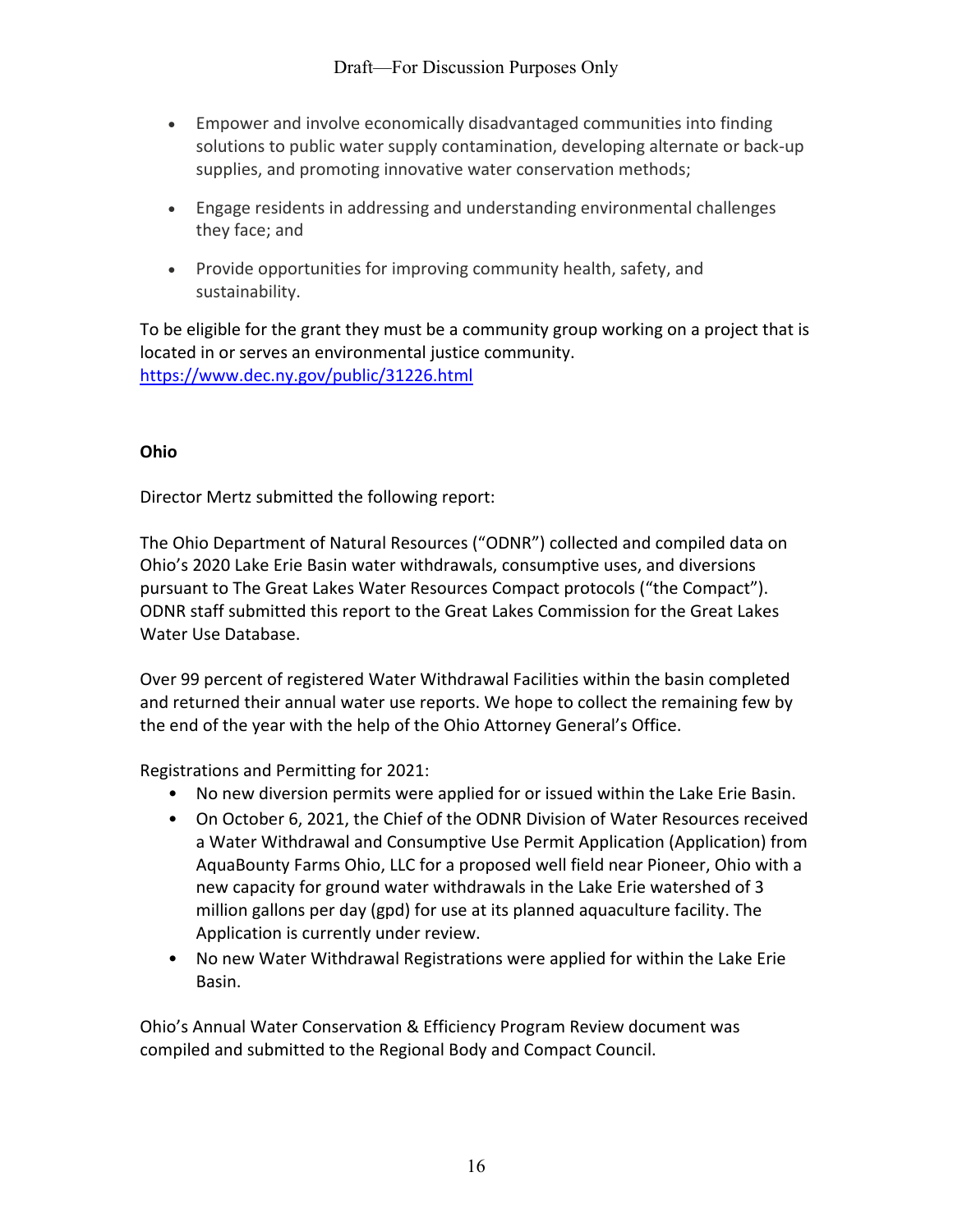- Empower and involve economically disadvantaged communities into finding solutions to public water supply contamination, developing alternate or back-up supplies, and promoting innovative water conservation methods;
- Engage residents in addressing and understanding environmental challenges they face; and
- Provide opportunities for improving community health, safety, and sustainability.

To be eligible for the grant they must be a community group working on a project that is located in or serves an environmental justice community. https://www.dec.ny.gov/public/31226.html

**Ohio**

Director Mertz submitted the following report:

The Ohio Department of Natural Resources ("ODNR") collected and compiled data on Ohio's 2020 Lake Erie Basin water withdrawals, consumptive uses, and diversions pursuant to The Great Lakes Water Resources Compact protocols ("the Compact"). ODNR staff submitted this report to the Great Lakes Commission for the Great Lakes Water Use Database.

Over 99 percent of registered Water Withdrawal Facilities within the basin completed and returned their annual water use reports. We hope to collect the remaining few by the end of the year with the help of the Ohio Attorney General's Office.

Registrations and Permitting for 2021:

- No new diversion permits were applied for or issued within the Lake Erie Basin.
- On October 6, 2021, the Chief of the ODNR Division of Water Resources received a Water Withdrawal and Consumptive Use Permit Application (Application) from AquaBounty Farms Ohio, LLC for a proposed well field near Pioneer, Ohio with a new capacity for ground water withdrawals in the Lake Erie watershed of 3 million gallons per day (gpd) for use at its planned aquaculture facility. The Application is currently under review.
- No new Water Withdrawal Registrations were applied for within the Lake Erie Basin.

Ohio's Annual Water Conservation & Efficiency Program Review document was compiled and submitted to the Regional Body and Compact Council.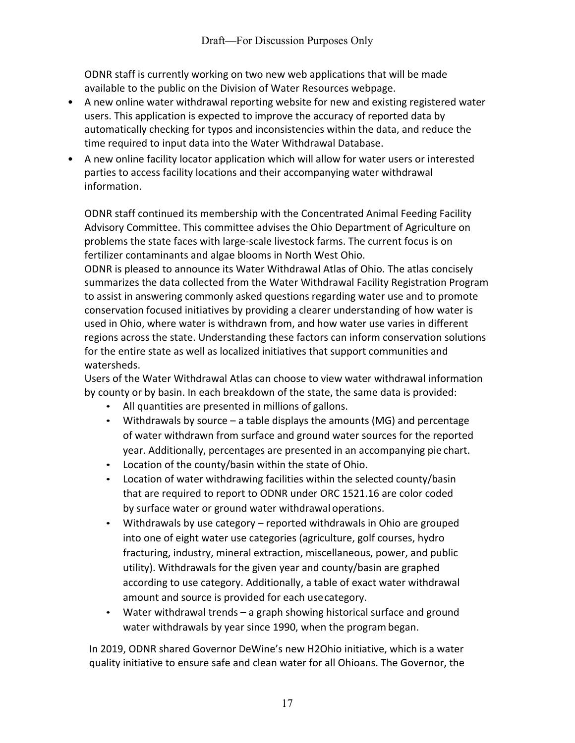ODNR staff is currently working on two new web applications that will be made available to the public on the Division of Water Resources webpage.

- A new online water withdrawal reporting website for new and existing registered water users. This application is expected to improve the accuracy of reported data by automatically checking for typos and inconsistencies within the data, and reduce the time required to input data into the Water Withdrawal Database.
- A new online facility locator application which will allow for water users or interested parties to access facility locations and their accompanying water withdrawal information.

ODNR staff continued its membership with the Concentrated Animal Feeding Facility Advisory Committee. This committee advises the Ohio Department of Agriculture on problems the state faces with large-scale livestock farms. The current focus is on fertilizer contaminants and algae blooms in North West Ohio.

ODNR is pleased to announce its Water Withdrawal Atlas of Ohio. The atlas concisely summarizes the data collected from the Water Withdrawal Facility Registration Program to assist in answering commonly asked questions regarding water use and to promote conservation focused initiatives by providing a clearer understanding of how water is used in Ohio, where water is withdrawn from, and how water use varies in different regions across the state. Understanding these factors can inform conservation solutions for the entire state as well as localized initiatives that support communities and watersheds.

Users of the Water Withdrawal Atlas can choose to view water withdrawal information by county or by basin. In each breakdown of the state, the same data is provided:

- All quantities are presented in millions of gallons.
- Withdrawals by source – a table displays the amounts (MG) and percentage of water withdrawn from surface and ground water sources for the reported year. Additionally, percentages are presented in an accompanying pie chart.
- Location of the county/basin within the state of Ohio.
- Location of water withdrawing facilities within the selected county/basin that are required to report to ODNR under ORC 1521.16 are color coded by surface water or ground water withdrawal operations.
- Withdrawals by use category – reported withdrawals in Ohio are grouped into one of eight water use categories (agriculture, golf courses, hydro fracturing, industry, mineral extraction, miscellaneous, power, and public utility). Withdrawals for the given year and county/basin are graphed according to use category. Additionally, a table of exact water withdrawal amount and source is provided for each use category.
- Water withdrawal trends – a graph showing historical surface and ground water withdrawals by year since 1990, when the program began.

In 2019, ODNR shared Governor DeWine's new H2Ohio initiative, which is a water quality initiative to ensure safe and clean water for all Ohioans. The Governor, the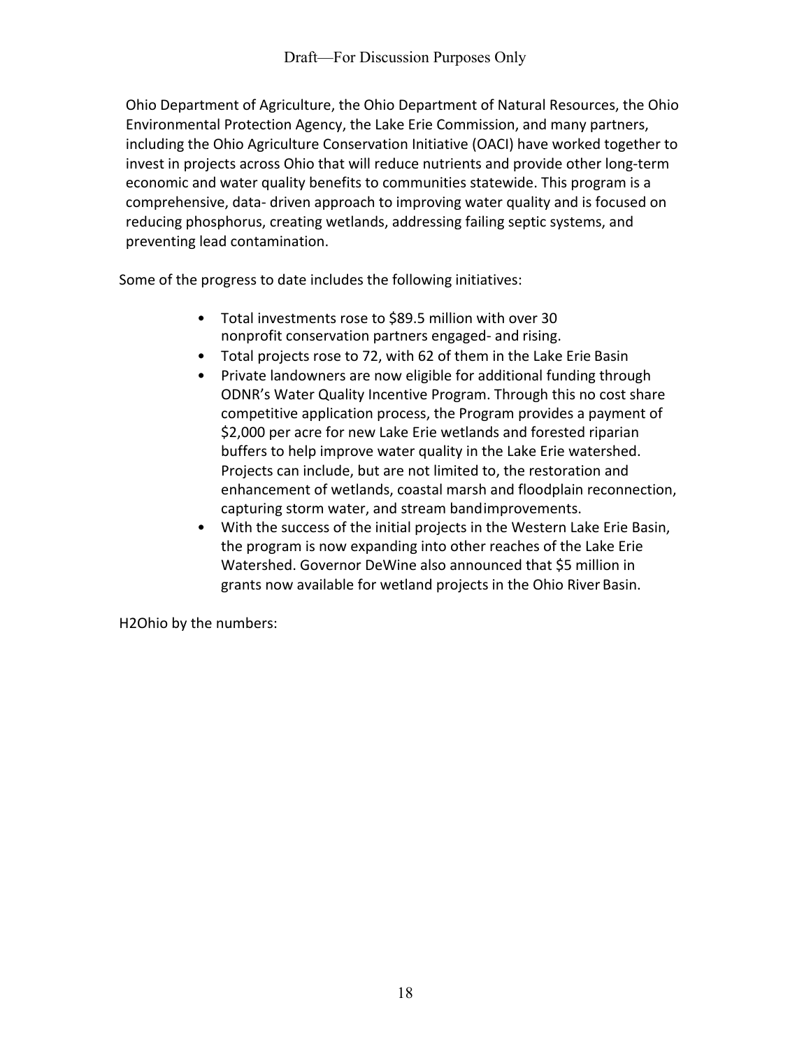Ohio Department of Agriculture, the Ohio Department of Natural Resources, the Ohio Environmental Protection Agency, the Lake Erie Commission, and many partners, including the Ohio Agriculture Conservation Initiative (OACI) have worked together to invest in projects across Ohio that will reduce nutrients and provide other long-term economic and water quality benefits to communities statewide. This program is a comprehensive, data- driven approach to improving water quality and is focused on reducing phosphorus, creating wetlands, addressing failing septic systems, and preventing lead contamination.

Some of the progress to date includes the following initiatives:

- Total investments rose to $89.5 million with over 30 nonprofit conservation partners engaged- and rising.
- Total projects rose to 72, with 62 of them in the Lake Erie Basin
- Private landowners are now eligible for additional funding through ODNR's Water Quality Incentive Program. Through this no cost share competitive application process, the Program provides a payment of $2,000 per acre for new Lake Erie wetlands and forested riparian buffers to help improve water quality in the Lake Erie watershed. Projects can include, but are not limited to, the restoration and enhancement of wetlands, coastal marsh and floodplain reconnection, capturing storm water, and stream bandimprovements.
- With the success of the initial projects in the Western Lake Erie Basin, the program is now expanding into other reaches of the Lake Erie Watershed. Governor DeWine also announced that $5 million in grants now available for wetland projects in the Ohio River Basin.

H2Ohio by the numbers: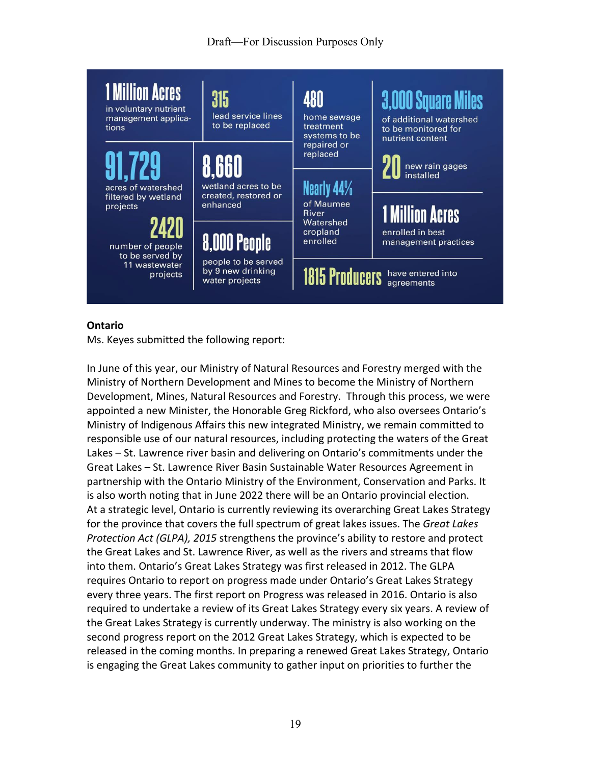**1 Million Acres** in voluntary nutrient management applications

**315** lead service lines to be replaced

**480** home sewage treatment systems to be repaired or replaced

**3,000 Square Miles** of additional watershed to be monitored for nutrient content

**91,729** acres of watershed filtered by wetland projects

**8,660** wetland acres to be created, restored or enhanced

**20** new rain gages installed

**Nearly 44%** of Maumee River Watershed cropland enrolled

**2420** number of people to be served by 11 wastewater projects

**1 Million Acres** enrolled in best management practices

**8,000 People** people to be served by 9 new drinking water projects

**1815 Producers** have entered into agreements

**Ontario**

Ms. Keyes submitted the following report:

In June of this year, our Ministry of Natural Resources and Forestry merged with the Ministry of Northern Development and Mines to become the Ministry of Northern Development, Mines, Natural Resources and Forestry. Through this process, we were appointed a new Minister, the Honorable Greg Rickford, who also oversees Ontario's Ministry of Indigenous Affairs this new integrated Ministry, we remain committed to responsible use of our natural resources, including protecting the waters of the Great Lakes – St. Lawrence river basin and delivering on Ontario's commitments under the Great Lakes – St. Lawrence River Basin Sustainable Water Resources Agreement in partnership with the Ontario Ministry of the Environment, Conservation and Parks. It is also worth noting that in June 2022 there will be an Ontario provincial election. At a strategic level, Ontario is currently reviewing its overarching Great Lakes Strategy for the province that covers the full spectrum of great lakes issues. The *Great Lakes Protection Act (GLPA), 2015* strengthens the province's ability to restore and protect the Great Lakes and St. Lawrence River, as well as the rivers and streams that flow into them. Ontario's Great Lakes Strategy was first released in 2012. The GLPA requires Ontario to report on progress made under Ontario's Great Lakes Strategy every three years. The first report on Progress was released in 2016. Ontario is also required to undertake a review of its Great Lakes Strategy every six years. A review of the Great Lakes Strategy is currently underway. The ministry is also working on the second progress report on the 2012 Great Lakes Strategy, which is expected to be released in the coming months. In preparing a renewed Great Lakes Strategy, Ontario is engaging the Great Lakes community to gather input on priorities to further the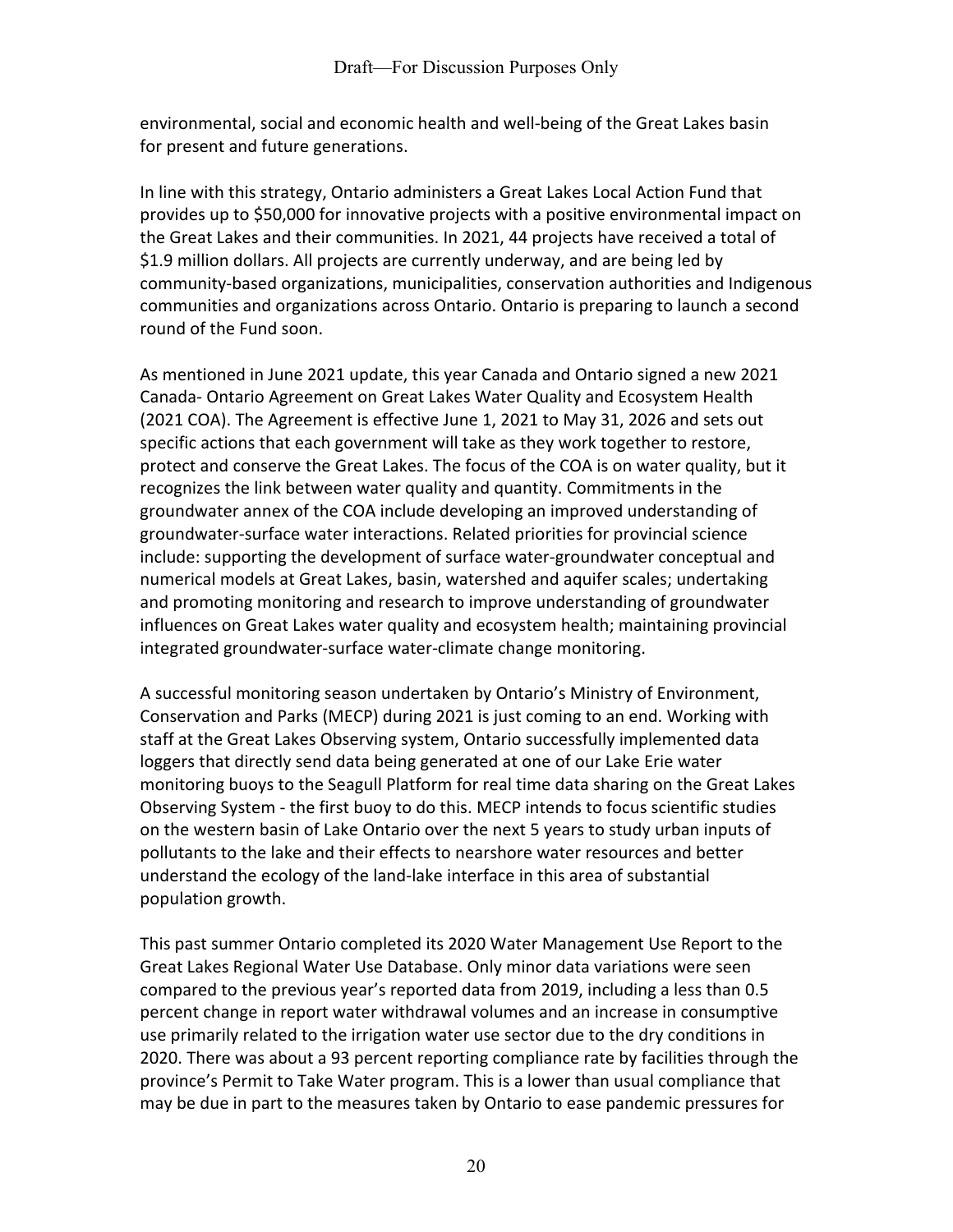environmental, social and economic health and well-being of the Great Lakes basin for present and future generations.

In line with this strategy, Ontario administers a Great Lakes Local Action Fund that provides up to $50,000 for innovative projects with a positive environmental impact on the Great Lakes and their communities. In 2021, 44 projects have received a total of $1.9 million dollars. All projects are currently underway, and are being led by community-based organizations, municipalities, conservation authorities and Indigenous communities and organizations across Ontario. Ontario is preparing to launch a second round of the Fund soon.

As mentioned in June 2021 update, this year Canada and Ontario signed a new 2021 Canada- Ontario Agreement on Great Lakes Water Quality and Ecosystem Health (2021 COA). The Agreement is effective June 1, 2021 to May 31, 2026 and sets out specific actions that each government will take as they work together to restore, protect and conserve the Great Lakes. The focus of the COA is on water quality, but it recognizes the link between water quality and quantity. Commitments in the groundwater annex of the COA include developing an improved understanding of groundwater-surface water interactions. Related priorities for provincial science include: supporting the development of surface water-groundwater conceptual and numerical models at Great Lakes, basin, watershed and aquifer scales; undertaking and promoting monitoring and research to improve understanding of groundwater influences on Great Lakes water quality and ecosystem health; maintaining provincial integrated groundwater-surface water-climate change monitoring.

A successful monitoring season undertaken by Ontario's Ministry of Environment, Conservation and Parks (MECP) during 2021 is just coming to an end. Working with staff at the Great Lakes Observing system, Ontario successfully implemented data loggers that directly send data being generated at one of our Lake Erie water monitoring buoys to the Seagull Platform for real time data sharing on the Great Lakes Observing System - the first buoy to do this. MECP intends to focus scientific studies on the western basin of Lake Ontario over the next 5 years to study urban inputs of pollutants to the lake and their effects to nearshore water resources and better understand the ecology of the land-lake interface in this area of substantial population growth.

This past summer Ontario completed its 2020 Water Management Use Report to the Great Lakes Regional Water Use Database. Only minor data variations were seen compared to the previous year's reported data from 2019, including a less than 0.5 percent change in report water withdrawal volumes and an increase in consumptive use primarily related to the irrigation water use sector due to the dry conditions in 2020. There was about a 93 percent reporting compliance rate by facilities through the province's Permit to Take Water program. This is a lower than usual compliance that may be due in part to the measures taken by Ontario to ease pandemic pressures for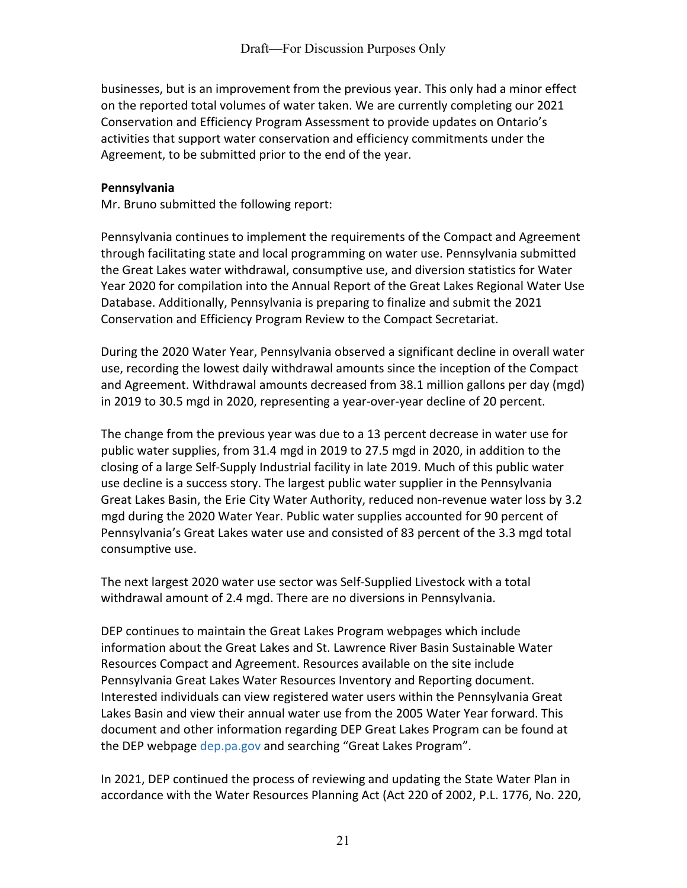businesses, but is an improvement from the previous year. This only had a minor effect on the reported total volumes of water taken. We are currently completing our 2021 Conservation and Efficiency Program Assessment to provide updates on Ontario's activities that support water conservation and efficiency commitments under the Agreement, to be submitted prior to the end of the year.

**Pennsylvania**

Mr. Bruno submitted the following report:

Pennsylvania continues to implement the requirements of the Compact and Agreement through facilitating state and local programming on water use. Pennsylvania submitted the Great Lakes water withdrawal, consumptive use, and diversion statistics for Water Year 2020 for compilation into the Annual Report of the Great Lakes Regional Water Use Database. Additionally, Pennsylvania is preparing to finalize and submit the 2021 Conservation and Efficiency Program Review to the Compact Secretariat.

During the 2020 Water Year, Pennsylvania observed a significant decline in overall water use, recording the lowest daily withdrawal amounts since the inception of the Compact and Agreement. Withdrawal amounts decreased from 38.1 million gallons per day (mgd) in 2019 to 30.5 mgd in 2020, representing a year-over-year decline of 20 percent.

The change from the previous year was due to a 13 percent decrease in water use for public water supplies, from 31.4 mgd in 2019 to 27.5 mgd in 2020, in addition to the closing of a large Self-Supply Industrial facility in late 2019. Much of this public water use decline is a success story. The largest public water supplier in the Pennsylvania Great Lakes Basin, the Erie City Water Authority, reduced non-revenue water loss by 3.2 mgd during the 2020 Water Year. Public water supplies accounted for 90 percent of Pennsylvania's Great Lakes water use and consisted of 83 percent of the 3.3 mgd total consumptive use.

The next largest 2020 water use sector was Self-Supplied Livestock with a total withdrawal amount of 2.4 mgd. There are no diversions in Pennsylvania.

DEP continues to maintain the Great Lakes Program webpages which include information about the Great Lakes and St. Lawrence River Basin Sustainable Water Resources Compact and Agreement. Resources available on the site include Pennsylvania Great Lakes Water Resources Inventory and Reporting document. Interested individuals can view registered water users within the Pennsylvania Great Lakes Basin and view their annual water use from the 2005 Water Year forward. This document and other information regarding DEP Great Lakes Program can be found at the DEP webpage dep.pa.gov and searching "Great Lakes Program".

In 2021, DEP continued the process of reviewing and updating the State Water Plan in accordance with the Water Resources Planning Act (Act 220 of 2002, P.L. 1776, No. 220,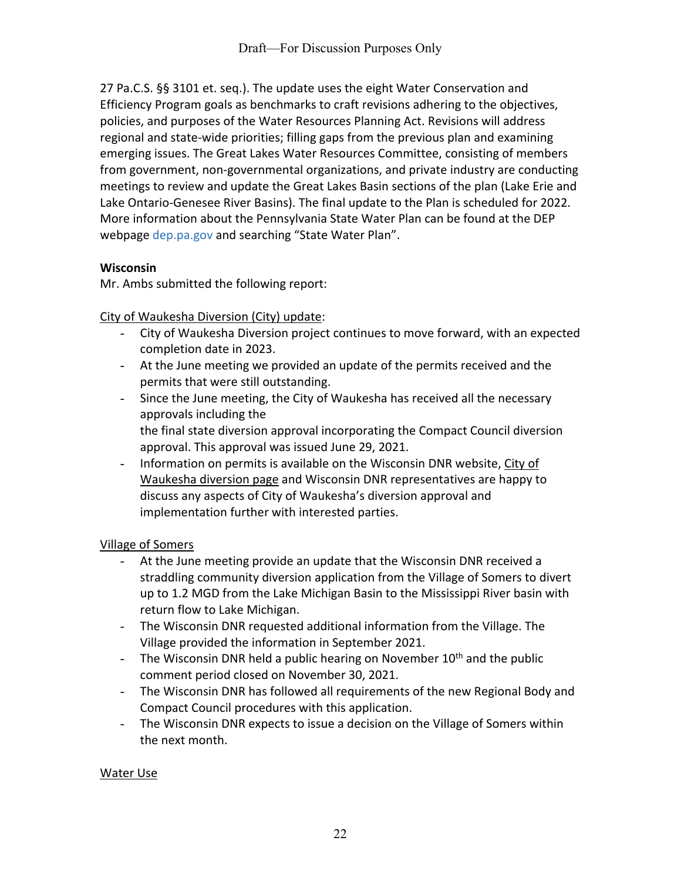27 Pa.C.S. §§ 3101 et. seq.). The update uses the eight Water Conservation and Efficiency Program goals as benchmarks to craft revisions adhering to the objectives, policies, and purposes of the Water Resources Planning Act. Revisions will address regional and state-wide priorities; filling gaps from the previous plan and examining emerging issues. The Great Lakes Water Resources Committee, consisting of members from government, non-governmental organizations, and private industry are conducting meetings to review and update the Great Lakes Basin sections of the plan (Lake Erie and Lake Ontario-Genesee River Basins). The final update to the Plan is scheduled for 2022. More information about the Pennsylvania State Water Plan can be found at the DEP webpage dep.pa.gov and searching "State Water Plan".

**Wisconsin**

Mr. Ambs submitted the following report:

City of Waukesha Diversion (City) update:

- City of Waukesha Diversion project continues to move forward, with an expected completion date in 2023.
- At the June meeting we provided an update of the permits received and the permits that were still outstanding.
- Since the June meeting, the City of Waukesha has received all the necessary approvals including the
  the final state diversion approval incorporating the Compact Council diversion approval. This approval was issued June 29, 2021.
- Information on permits is available on the Wisconsin DNR website, City of Waukesha diversion page and Wisconsin DNR representatives are happy to discuss any aspects of City of Waukesha's diversion approval and implementation further with interested parties.

Village of Somers

- At the June meeting provide an update that the Wisconsin DNR received a straddling community diversion application from the Village of Somers to divert up to 1.2 MGD from the Lake Michigan Basin to the Mississippi River basin with return flow to Lake Michigan.
- The Wisconsin DNR requested additional information from the Village. The Village provided the information in September 2021.
- The Wisconsin DNR held a public hearing on November 10th and the public comment period closed on November 30, 2021.
- The Wisconsin DNR has followed all requirements of the new Regional Body and Compact Council procedures with this application.
- The Wisconsin DNR expects to issue a decision on the Village of Somers within the next month.

Water Use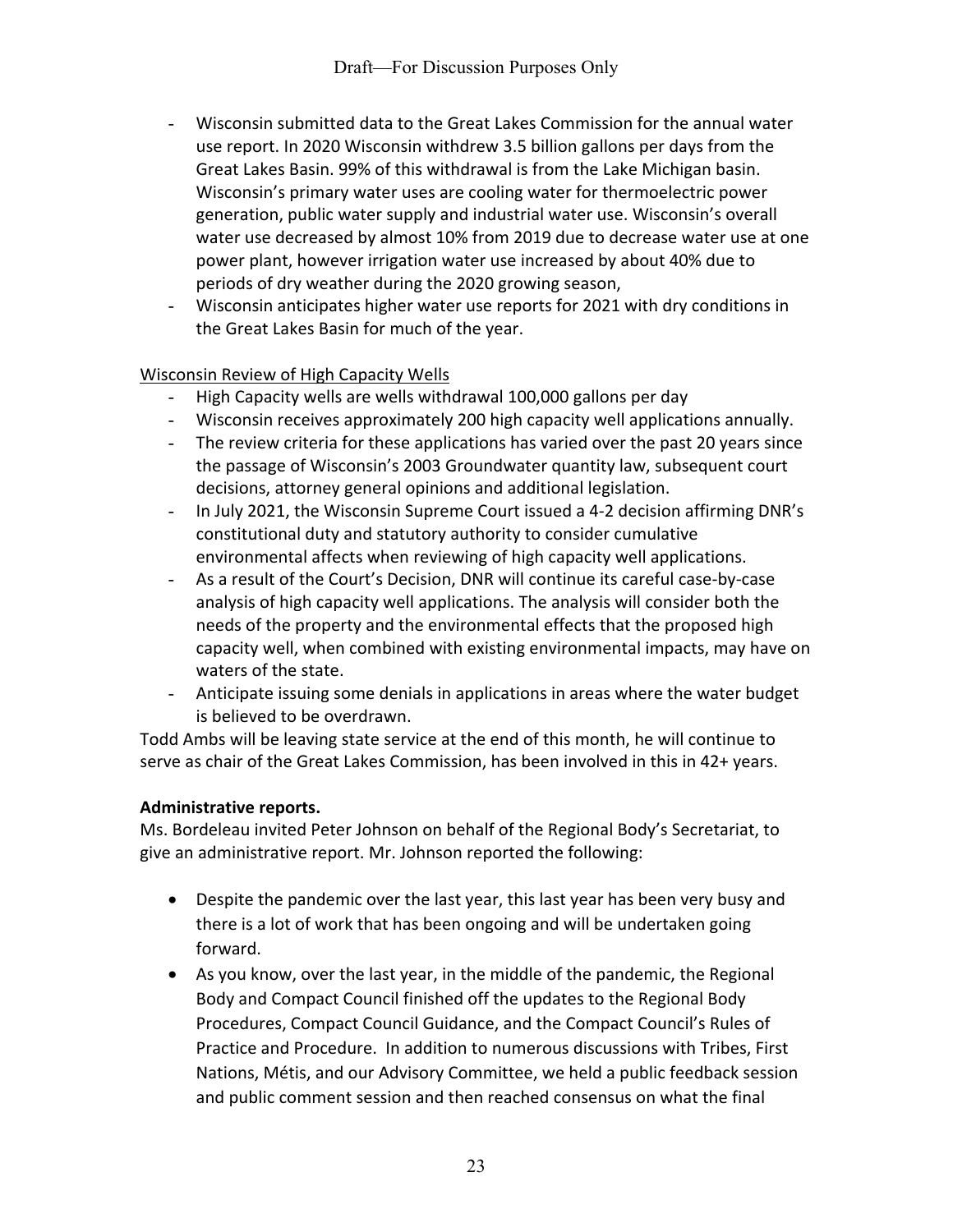- Wisconsin submitted data to the Great Lakes Commission for the annual water use report. In 2020 Wisconsin withdrew 3.5 billion gallons per days from the Great Lakes Basin. 99% of this withdrawal is from the Lake Michigan basin. Wisconsin's primary water uses are cooling water for thermoelectric power generation, public water supply and industrial water use. Wisconsin's overall water use decreased by almost 10% from 2019 due to decrease water use at one power plant, however irrigation water use increased by about 40% due to periods of dry weather during the 2020 growing season,
- Wisconsin anticipates higher water use reports for 2021 with dry conditions in the Great Lakes Basin for much of the year.

<u>Wisconsin Review of High Capacity Wells</u>

- High Capacity wells are wells withdrawal 100,000 gallons per day
- Wisconsin receives approximately 200 high capacity well applications annually.
- The review criteria for these applications has varied over the past 20 years since the passage of Wisconsin's 2003 Groundwater quantity law, subsequent court decisions, attorney general opinions and additional legislation.
- In July 2021, the Wisconsin Supreme Court issued a 4-2 decision affirming DNR's constitutional duty and statutory authority to consider cumulative environmental affects when reviewing of high capacity well applications.
- As a result of the Court's Decision, DNR will continue its careful case-by-case analysis of high capacity well applications. The analysis will consider both the needs of the property and the environmental effects that the proposed high capacity well, when combined with existing environmental impacts, may have on waters of the state.
- Anticipate issuing some denials in applications in areas where the water budget is believed to be overdrawn.

Todd Ambs will be leaving state service at the end of this month, he will continue to serve as chair of the Great Lakes Commission, has been involved in this in 42+ years.

**Administrative reports.**

Ms. Bordeleau invited Peter Johnson on behalf of the Regional Body's Secretariat, to give an administrative report. Mr. Johnson reported the following:

- Despite the pandemic over the last year, this last year has been very busy and there is a lot of work that has been ongoing and will be undertaken going forward.
- As you know, over the last year, in the middle of the pandemic, the Regional Body and Compact Council finished off the updates to the Regional Body Procedures, Compact Council Guidance, and the Compact Council's Rules of Practice and Procedure. In addition to numerous discussions with Tribes, First Nations, Métis, and our Advisory Committee, we held a public feedback session and public comment session and then reached consensus on what the final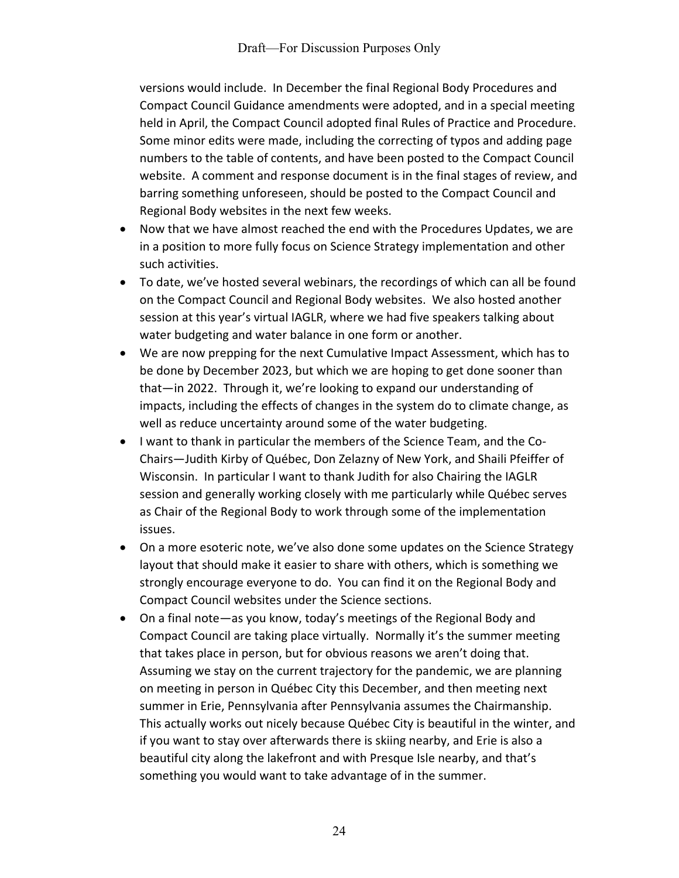versions would include. In December the final Regional Body Procedures and Compact Council Guidance amendments were adopted, and in a special meeting held in April, the Compact Council adopted final Rules of Practice and Procedure. Some minor edits were made, including the correcting of typos and adding page numbers to the table of contents, and have been posted to the Compact Council website. A comment and response document is in the final stages of review, and barring something unforeseen, should be posted to the Compact Council and Regional Body websites in the next few weeks.

- Now that we have almost reached the end with the Procedures Updates, we are in a position to more fully focus on Science Strategy implementation and other such activities.
- To date, we've hosted several webinars, the recordings of which can all be found on the Compact Council and Regional Body websites. We also hosted another session at this year's virtual IAGLR, where we had five speakers talking about water budgeting and water balance in one form or another.
- We are now prepping for the next Cumulative Impact Assessment, which has to be done by December 2023, but which we are hoping to get done sooner than that—in 2022. Through it, we're looking to expand our understanding of impacts, including the effects of changes in the system do to climate change, as well as reduce uncertainty around some of the water budgeting.
- I want to thank in particular the members of the Science Team, and the Co-Chairs—Judith Kirby of Québec, Don Zelazny of New York, and Shaili Pfeiffer of Wisconsin. In particular I want to thank Judith for also Chairing the IAGLR session and generally working closely with me particularly while Québec serves as Chair of the Regional Body to work through some of the implementation issues.
- On a more esoteric note, we've also done some updates on the Science Strategy layout that should make it easier to share with others, which is something we strongly encourage everyone to do. You can find it on the Regional Body and Compact Council websites under the Science sections.
- On a final note—as you know, today's meetings of the Regional Body and Compact Council are taking place virtually. Normally it's the summer meeting that takes place in person, but for obvious reasons we aren't doing that. Assuming we stay on the current trajectory for the pandemic, we are planning on meeting in person in Québec City this December, and then meeting next summer in Erie, Pennsylvania after Pennsylvania assumes the Chairmanship. This actually works out nicely because Québec City is beautiful in the winter, and if you want to stay over afterwards there is skiing nearby, and Erie is also a beautiful city along the lakefront and with Presque Isle nearby, and that's something you would want to take advantage of in the summer.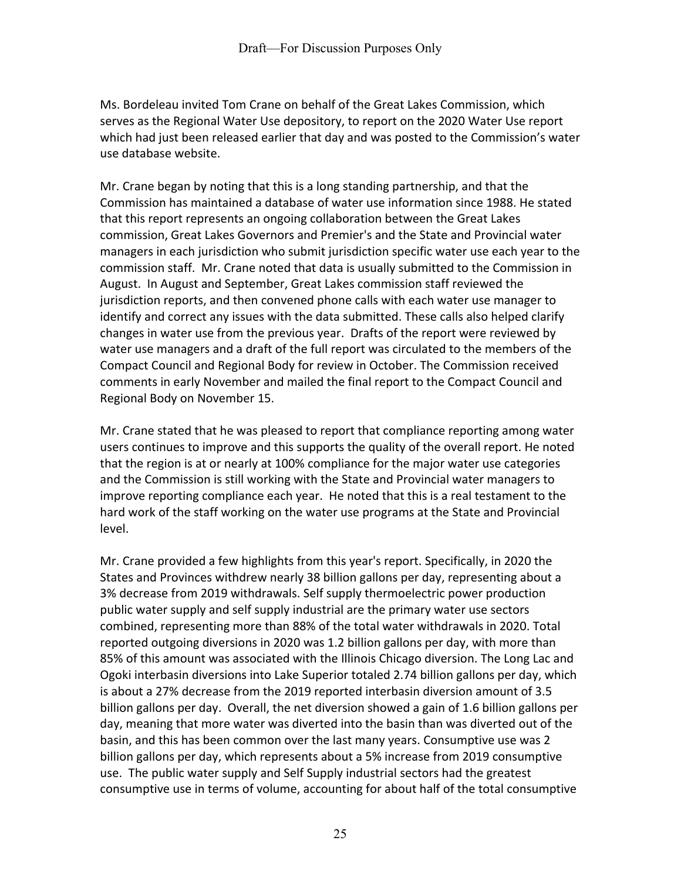Ms. Bordeleau invited Tom Crane on behalf of the Great Lakes Commission, which serves as the Regional Water Use depository, to report on the 2020 Water Use report which had just been released earlier that day and was posted to the Commission's water use database website.

Mr. Crane began by noting that this is a long standing partnership, and that the Commission has maintained a database of water use information since 1988. He stated that this report represents an ongoing collaboration between the Great Lakes commission, Great Lakes Governors and Premier's and the State and Provincial water managers in each jurisdiction who submit jurisdiction specific water use each year to the commission staff. Mr. Crane noted that data is usually submitted to the Commission in August. In August and September, Great Lakes commission staff reviewed the jurisdiction reports, and then convened phone calls with each water use manager to identify and correct any issues with the data submitted. These calls also helped clarify changes in water use from the previous year. Drafts of the report were reviewed by water use managers and a draft of the full report was circulated to the members of the Compact Council and Regional Body for review in October. The Commission received comments in early November and mailed the final report to the Compact Council and Regional Body on November 15.

Mr. Crane stated that he was pleased to report that compliance reporting among water users continues to improve and this supports the quality of the overall report. He noted that the region is at or nearly at 100% compliance for the major water use categories and the Commission is still working with the State and Provincial water managers to improve reporting compliance each year. He noted that this is a real testament to the hard work of the staff working on the water use programs at the State and Provincial level.

Mr. Crane provided a few highlights from this year's report. Specifically, in 2020 the States and Provinces withdrew nearly 38 billion gallons per day, representing about a 3% decrease from 2019 withdrawals. Self supply thermoelectric power production public water supply and self supply industrial are the primary water use sectors combined, representing more than 88% of the total water withdrawals in 2020. Total reported outgoing diversions in 2020 was 1.2 billion gallons per day, with more than 85% of this amount was associated with the Illinois Chicago diversion. The Long Lac and Ogoki interbasin diversions into Lake Superior totaled 2.74 billion gallons per day, which is about a 27% decrease from the 2019 reported interbasin diversion amount of 3.5 billion gallons per day. Overall, the net diversion showed a gain of 1.6 billion gallons per day, meaning that more water was diverted into the basin than was diverted out of the basin, and this has been common over the last many years. Consumptive use was 2 billion gallons per day, which represents about a 5% increase from 2019 consumptive use. The public water supply and Self Supply industrial sectors had the greatest consumptive use in terms of volume, accounting for about half of the total consumptive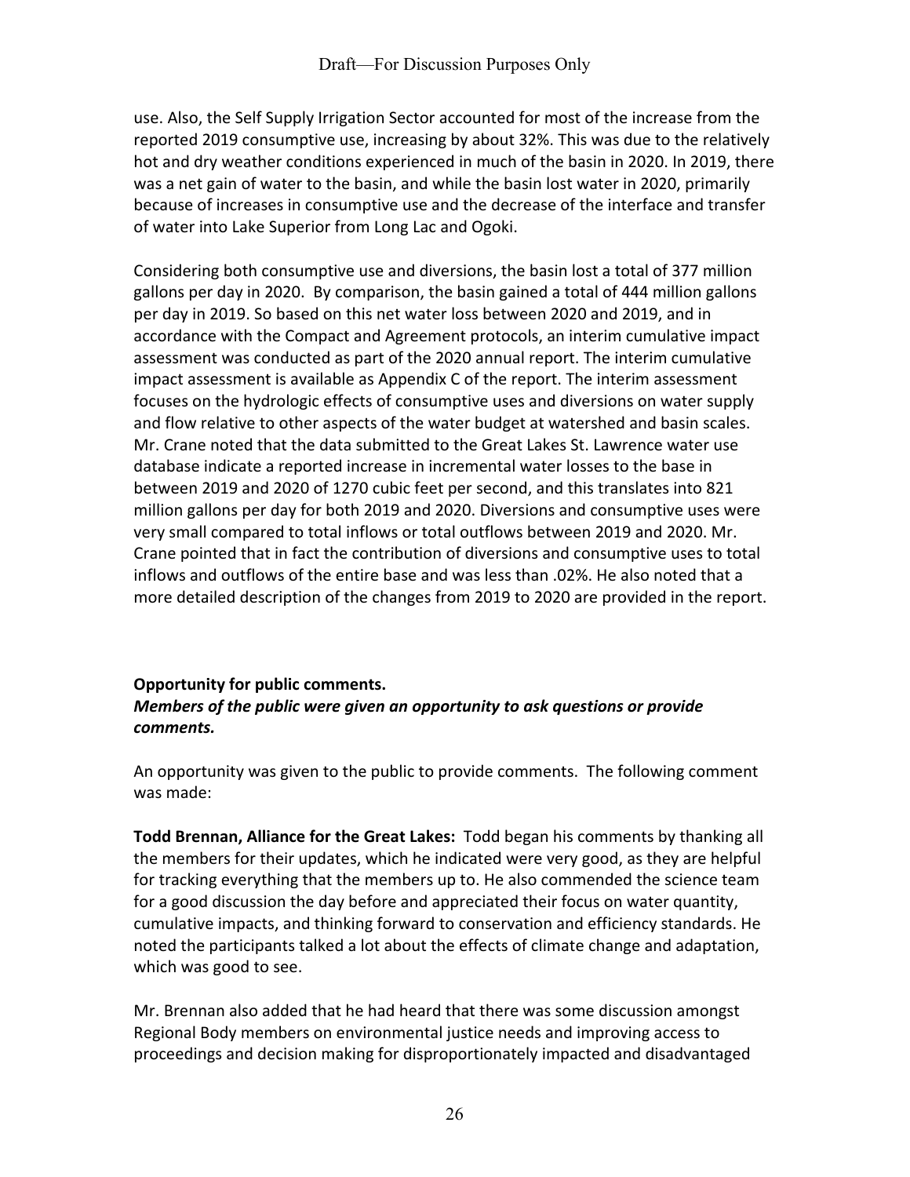use. Also, the Self Supply Irrigation Sector accounted for most of the increase from the reported 2019 consumptive use, increasing by about 32%. This was due to the relatively hot and dry weather conditions experienced in much of the basin in 2020. In 2019, there was a net gain of water to the basin, and while the basin lost water in 2020, primarily because of increases in consumptive use and the decrease of the interface and transfer of water into Lake Superior from Long Lac and Ogoki.

Considering both consumptive use and diversions, the basin lost a total of 377 million gallons per day in 2020. By comparison, the basin gained a total of 444 million gallons per day in 2019. So based on this net water loss between 2020 and 2019, and in accordance with the Compact and Agreement protocols, an interim cumulative impact assessment was conducted as part of the 2020 annual report. The interim cumulative impact assessment is available as Appendix C of the report. The interim assessment focuses on the hydrologic effects of consumptive uses and diversions on water supply and flow relative to other aspects of the water budget at watershed and basin scales. Mr. Crane noted that the data submitted to the Great Lakes St. Lawrence water use database indicate a reported increase in incremental water losses to the base in between 2019 and 2020 of 1270 cubic feet per second, and this translates into 821 million gallons per day for both 2019 and 2020. Diversions and consumptive uses were very small compared to total inflows or total outflows between 2019 and 2020. Mr. Crane pointed that in fact the contribution of diversions and consumptive uses to total inflows and outflows of the entire base and was less than .02%. He also noted that a more detailed description of the changes from 2019 to 2020 are provided in the report.

**Opportunity for public comments.**
***Members of the public were given an opportunity to ask questions or provide comments.***

An opportunity was given to the public to provide comments. The following comment was made:

**Todd Brennan, Alliance for the Great Lakes:** Todd began his comments by thanking all the members for their updates, which he indicated were very good, as they are helpful for tracking everything that the members up to. He also commended the science team for a good discussion the day before and appreciated their focus on water quantity, cumulative impacts, and thinking forward to conservation and efficiency standards. He noted the participants talked a lot about the effects of climate change and adaptation, which was good to see.

Mr. Brennan also added that he had heard that there was some discussion amongst Regional Body members on environmental justice needs and improving access to proceedings and decision making for disproportionately impacted and disadvantaged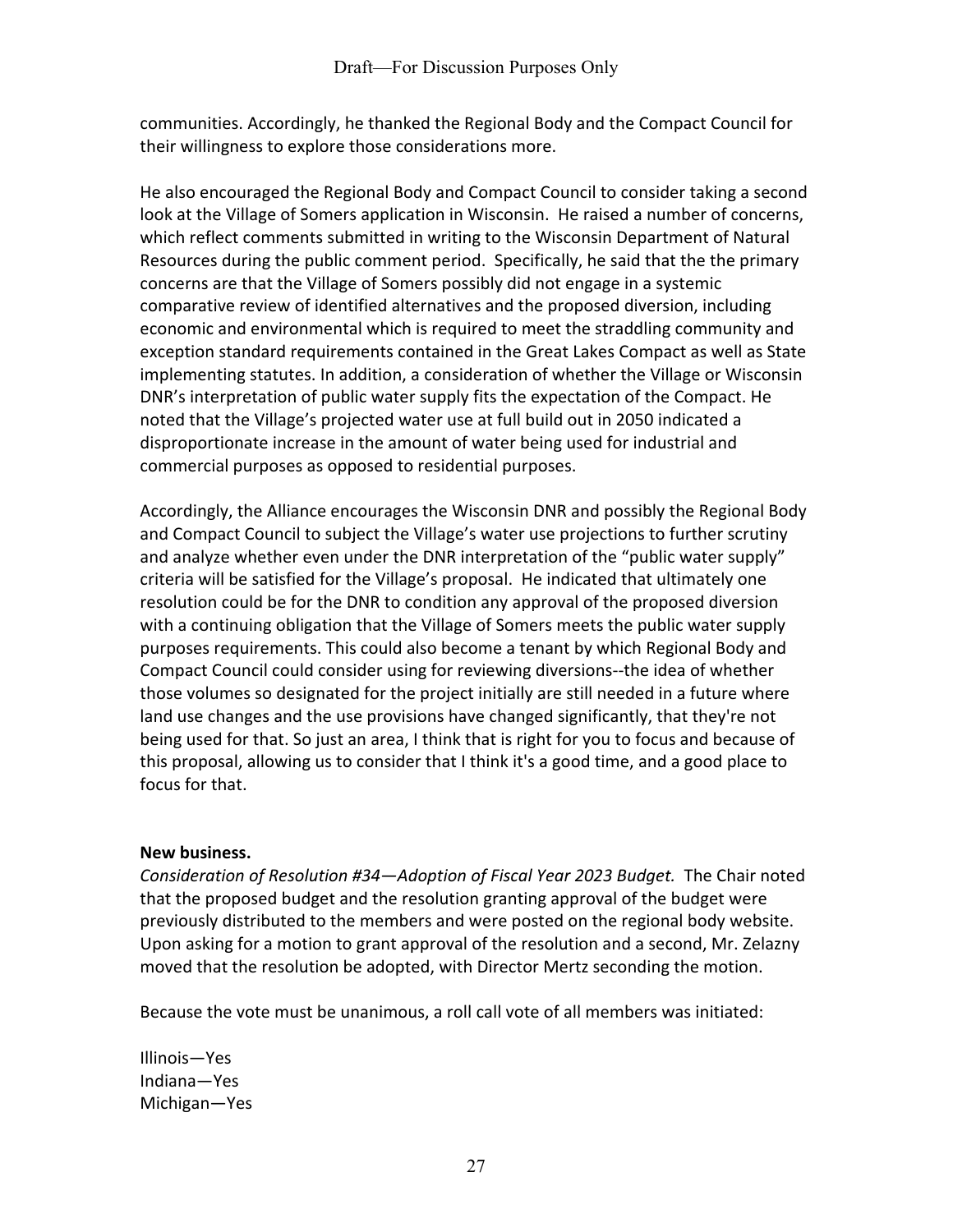communities. Accordingly, he thanked the Regional Body and the Compact Council for their willingness to explore those considerations more.

He also encouraged the Regional Body and Compact Council to consider taking a second look at the Village of Somers application in Wisconsin. He raised a number of concerns, which reflect comments submitted in writing to the Wisconsin Department of Natural Resources during the public comment period. Specifically, he said that the the primary concerns are that the Village of Somers possibly did not engage in a systemic comparative review of identified alternatives and the proposed diversion, including economic and environmental which is required to meet the straddling community and exception standard requirements contained in the Great Lakes Compact as well as State implementing statutes. In addition, a consideration of whether the Village or Wisconsin DNR's interpretation of public water supply fits the expectation of the Compact. He noted that the Village's projected water use at full build out in 2050 indicated a disproportionate increase in the amount of water being used for industrial and commercial purposes as opposed to residential purposes.

Accordingly, the Alliance encourages the Wisconsin DNR and possibly the Regional Body and Compact Council to subject the Village's water use projections to further scrutiny and analyze whether even under the DNR interpretation of the "public water supply" criteria will be satisfied for the Village's proposal. He indicated that ultimately one resolution could be for the DNR to condition any approval of the proposed diversion with a continuing obligation that the Village of Somers meets the public water supply purposes requirements. This could also become a tenant by which Regional Body and Compact Council could consider using for reviewing diversions--the idea of whether those volumes so designated for the project initially are still needed in a future where land use changes and the use provisions have changed significantly, that they're not being used for that. So just an area, I think that is right for you to focus and because of this proposal, allowing us to consider that I think it's a good time, and a good place to focus for that.

**New business.**

*Consideration of Resolution #34—Adoption of Fiscal Year 2023 Budget.* The Chair noted that the proposed budget and the resolution granting approval of the budget were previously distributed to the members and were posted on the regional body website. Upon asking for a motion to grant approval of the resolution and a second, Mr. Zelazny moved that the resolution be adopted, with Director Mertz seconding the motion.

Because the vote must be unanimous, a roll call vote of all members was initiated:

Illinois—Yes
Indiana—Yes
Michigan—Yes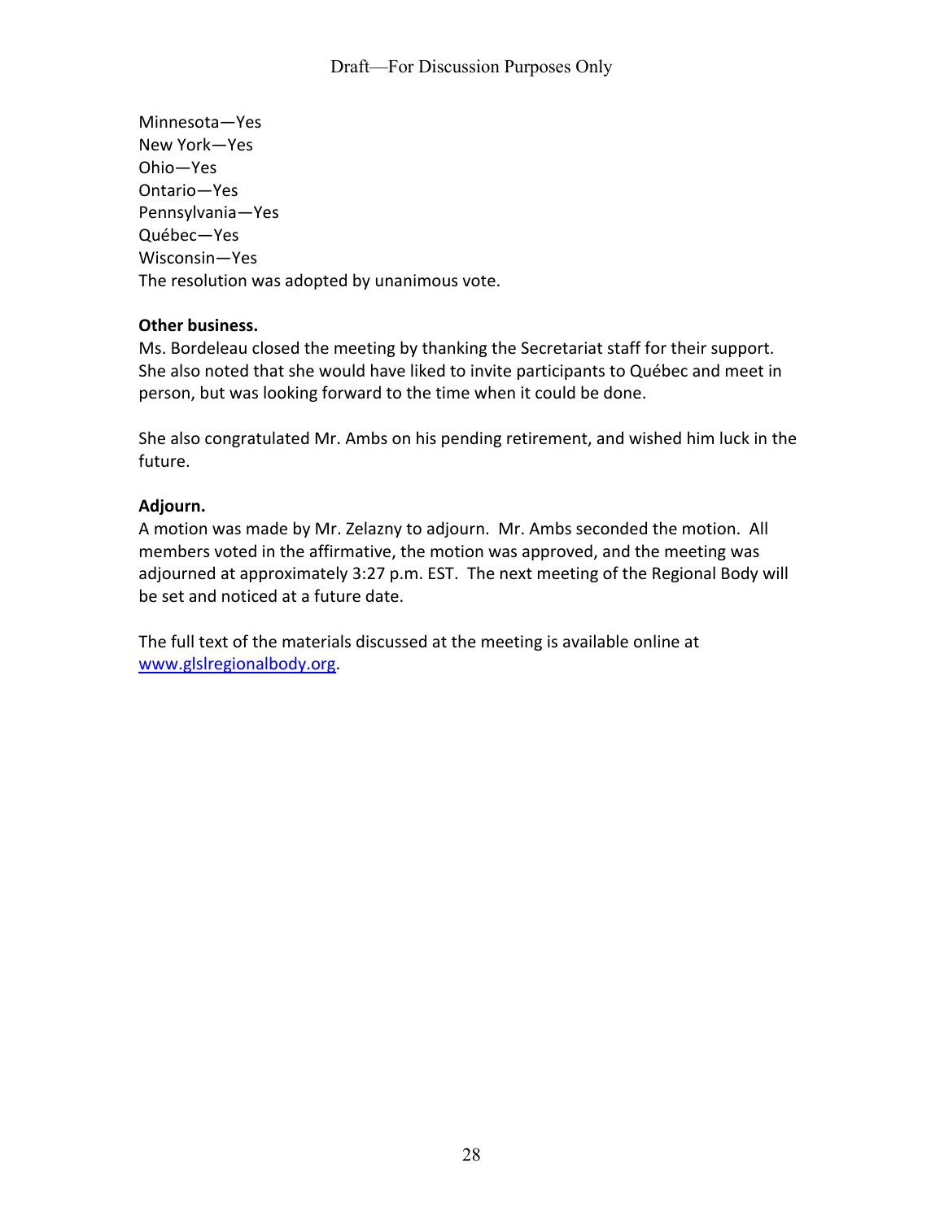Minnesota—Yes
New York—Yes
Ohio—Yes
Ontario—Yes
Pennsylvania—Yes
Québec—Yes
Wisconsin—Yes
The resolution was adopted by unanimous vote.

**Other business.**
Ms. Bordeleau closed the meeting by thanking the Secretariat staff for their support. She also noted that she would have liked to invite participants to Québec and meet in person, but was looking forward to the time when it could be done.

She also congratulated Mr. Ambs on his pending retirement, and wished him luck in the future.

**Adjourn.**
A motion was made by Mr. Zelazny to adjourn. Mr. Ambs seconded the motion. All members voted in the affirmative, the motion was approved, and the meeting was adjourned at approximately 3:27 p.m. EST. The next meeting of the Regional Body will be set and noticed at a future date.

The full text of the materials discussed at the meeting is available online at www.glslregionalbody.org.